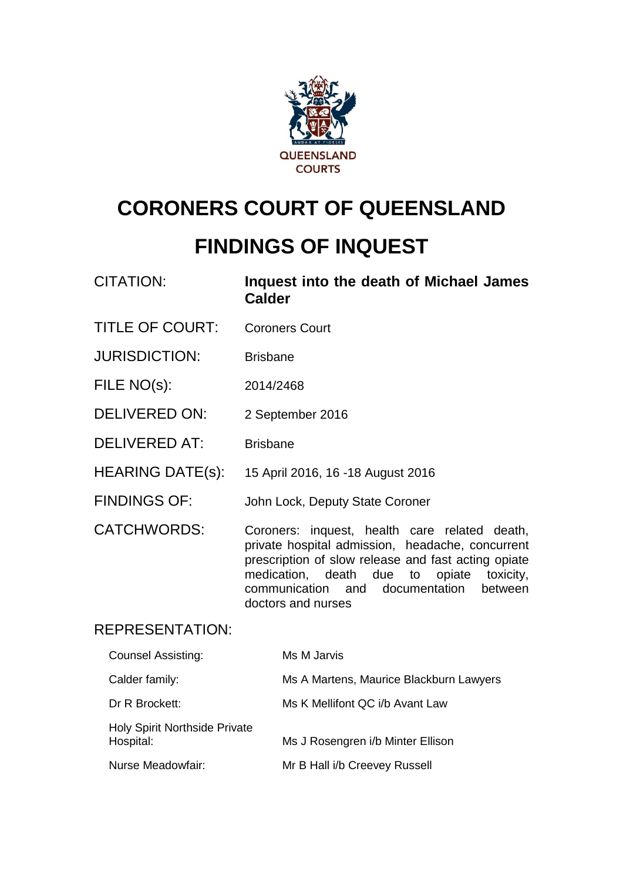QUEENSLAND COURTS

# CORONERS COURT OF QUEENSLAND

# FINDINGS OF INQUEST

| | |
|---|---|
| CITATION: | **Inquest into the death of Michael James Calder** |
| TITLE OF COURT: | Coroners Court |
| JURISDICTION: | Brisbane |
| FILE NO(s): | 2014/2468 |
| DELIVERED ON: | 2 September 2016 |
| DELIVERED AT: | Brisbane |
| HEARING DATE(s): | 15 April 2016, 16 -18 August 2016 |
| FINDINGS OF: | John Lock, Deputy State Coroner |
| CATCHWORDS: | Coroners: inquest, health care related death, private hospital admission, headache, concurrent prescription of slow release and fast acting opiate medication, death due to opiate toxicity, communication and documentation between doctors and nurses |

REPRESENTATION:

| | |
|---|---|
| Counsel Assisting: | Ms M Jarvis |
| Calder family: | Ms A Martens, Maurice Blackburn Lawyers |
| Dr R Brockett: | Ms K Mellifont QC i/b Avant Law |
| Holy Spirit Northside Private Hospital: | Ms J Rosengren i/b Minter Ellison |
| Nurse Meadowfair: | Mr B Hall i/b Creevey Russell |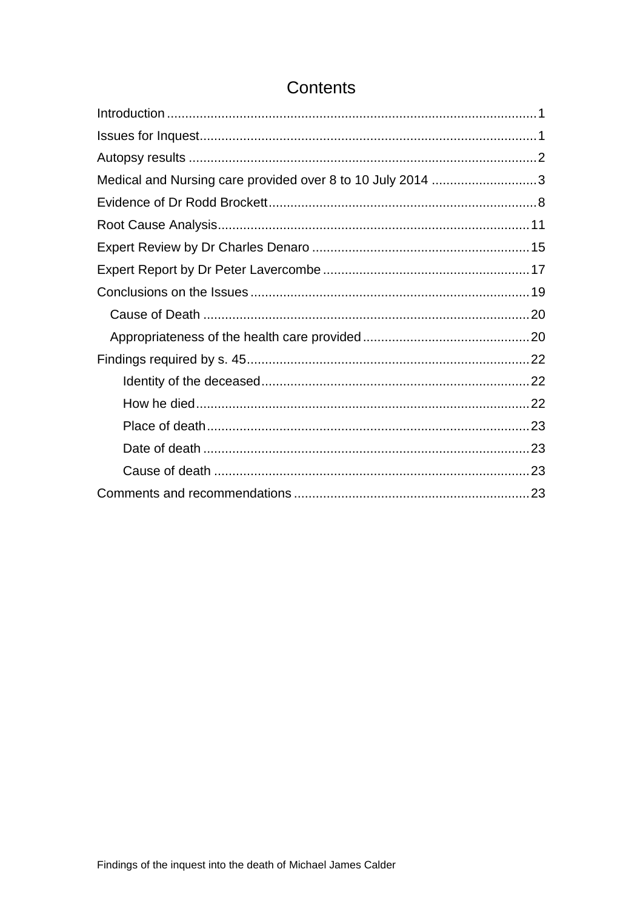# Contents

Introduction ..................................................................................................1
Issues for Inquest..........................................................................................1
Autopsy results .............................................................................................2
Medical and Nursing care provided over 8 to 10 July 2014 ............................3
Evidence of Dr Rodd Brockett.......................................................................8
Root Cause Analysis....................................................................................11
Expert Review by Dr Charles Denaro ..........................................................15
Expert Report by Dr Peter Lavercombe ........................................................17
Conclusions on the Issues ...........................................................................19
- Cause of Death .......................................................................................20
- Appropriateness of the health care provided ............................................20

Findings required by s. 45.............................................................................22
- Identity of the deceased.........................................................................22
- How he died..........................................................................................22
- Place of death........................................................................................23
- Date of death ........................................................................................23
- Cause of death ......................................................................................23

Comments and recommendations ................................................................23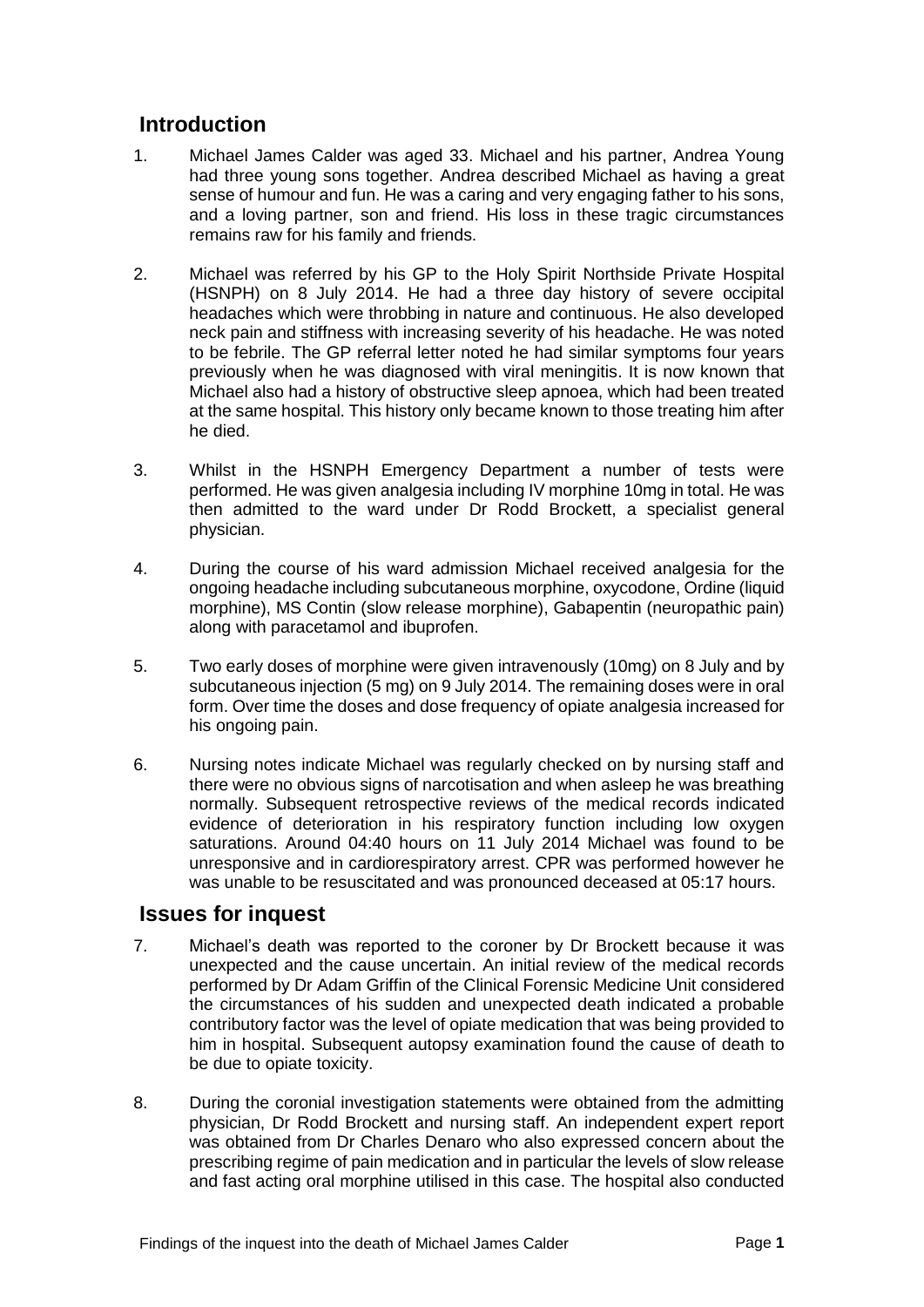## Introduction

1. Michael James Calder was aged 33. Michael and his partner, Andrea Young had three young sons together. Andrea described Michael as having a great sense of humour and fun. He was a caring and very engaging father to his sons, and a loving partner, son and friend. His loss in these tragic circumstances remains raw for his family and friends.

2. Michael was referred by his GP to the Holy Spirit Northside Private Hospital (HSNPH) on 8 July 2014. He had a three day history of severe occipital headaches which were throbbing in nature and continuous. He also developed neck pain and stiffness with increasing severity of his headache. He was noted to be febrile. The GP referral letter noted he had similar symptoms four years previously when he was diagnosed with viral meningitis. It is now known that Michael also had a history of obstructive sleep apnoea, which had been treated at the same hospital. This history only became known to those treating him after he died.

3. Whilst in the HSNPH Emergency Department a number of tests were performed. He was given analgesia including IV morphine 10mg in total. He was then admitted to the ward under Dr Rodd Brockett, a specialist general physician.

4. During the course of his ward admission Michael received analgesia for the ongoing headache including subcutaneous morphine, oxycodone, Ordine (liquid morphine), MS Contin (slow release morphine), Gabapentin (neuropathic pain) along with paracetamol and ibuprofen.

5. Two early doses of morphine were given intravenously (10mg) on 8 July and by subcutaneous injection (5 mg) on 9 July 2014. The remaining doses were in oral form. Over time the doses and dose frequency of opiate analgesia increased for his ongoing pain.

6. Nursing notes indicate Michael was regularly checked on by nursing staff and there were no obvious signs of narcotisation and when asleep he was breathing normally. Subsequent retrospective reviews of the medical records indicated evidence of deterioration in his respiratory function including low oxygen saturations. Around 04:40 hours on 11 July 2014 Michael was found to be unresponsive and in cardiorespiratory arrest. CPR was performed however he was unable to be resuscitated and was pronounced deceased at 05:17 hours.

## Issues for inquest

7. Michael's death was reported to the coroner by Dr Brockett because it was unexpected and the cause uncertain. An initial review of the medical records performed by Dr Adam Griffin of the Clinical Forensic Medicine Unit considered the circumstances of his sudden and unexpected death indicated a probable contributory factor was the level of opiate medication that was being provided to him in hospital. Subsequent autopsy examination found the cause of death to be due to opiate toxicity.

8. During the coronial investigation statements were obtained from the admitting physician, Dr Rodd Brockett and nursing staff. An independent expert report was obtained from Dr Charles Denaro who also expressed concern about the prescribing regime of pain medication and in particular the levels of slow release and fast acting oral morphine utilised in this case. The hospital also conducted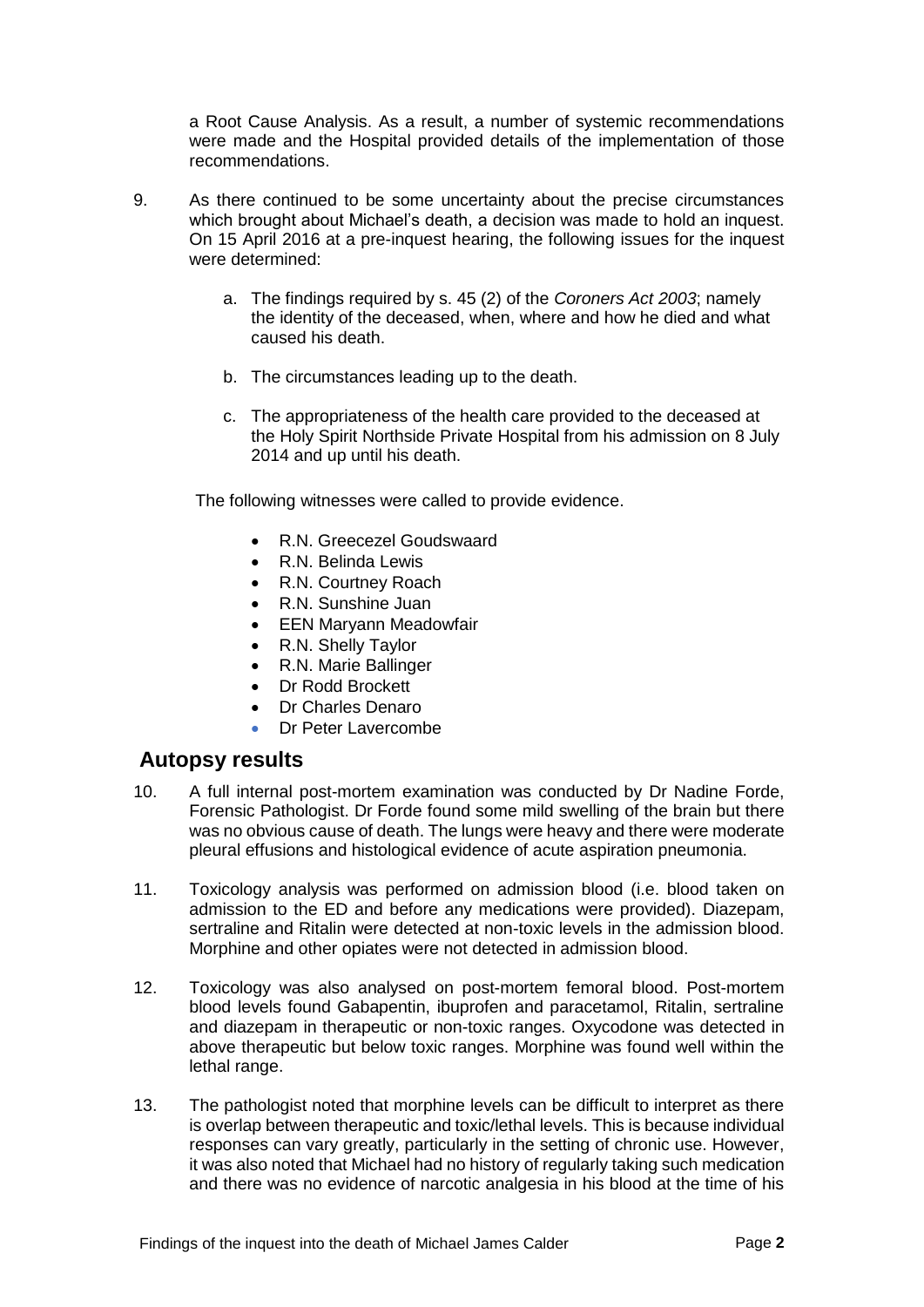a Root Cause Analysis. As a result, a number of systemic recommendations were made and the Hospital provided details of the implementation of those recommendations.

9. As there continued to be some uncertainty about the precise circumstances which brought about Michael's death, a decision was made to hold an inquest. On 15 April 2016 at a pre-inquest hearing, the following issues for the inquest were determined:

   a. The findings required by s. 45 (2) of the *Coroners Act 2003*; namely the identity of the deceased, when, where and how he died and what caused his death.

   b. The circumstances leading up to the death.

   c. The appropriateness of the health care provided to the deceased at the Holy Spirit Northside Private Hospital from his admission on 8 July 2014 and up until his death.

   The following witnesses were called to provide evidence.

   - R.N. Greecezel Goudswaard
   - R.N. Belinda Lewis
   - R.N. Courtney Roach
   - R.N. Sunshine Juan
   - EEN Maryann Meadowfair
   - R.N. Shelly Taylor
   - R.N. Marie Ballinger
   - Dr Rodd Brockett
   - Dr Charles Denaro
   - Dr Peter Lavercombe

## Autopsy results

10. A full internal post-mortem examination was conducted by Dr Nadine Forde, Forensic Pathologist. Dr Forde found some mild swelling of the brain but there was no obvious cause of death. The lungs were heavy and there were moderate pleural effusions and histological evidence of acute aspiration pneumonia.

11. Toxicology analysis was performed on admission blood (i.e. blood taken on admission to the ED and before any medications were provided). Diazepam, sertraline and Ritalin were detected at non-toxic levels in the admission blood. Morphine and other opiates were not detected in admission blood.

12. Toxicology was also analysed on post-mortem femoral blood. Post-mortem blood levels found Gabapentin, ibuprofen and paracetamol, Ritalin, sertraline and diazepam in therapeutic or non-toxic ranges. Oxycodone was detected in above therapeutic but below toxic ranges. Morphine was found well within the lethal range.

13. The pathologist noted that morphine levels can be difficult to interpret as there is overlap between therapeutic and toxic/lethal levels. This is because individual responses can vary greatly, particularly in the setting of chronic use. However, it was also noted that Michael had no history of regularly taking such medication and there was no evidence of narcotic analgesia in his blood at the time of his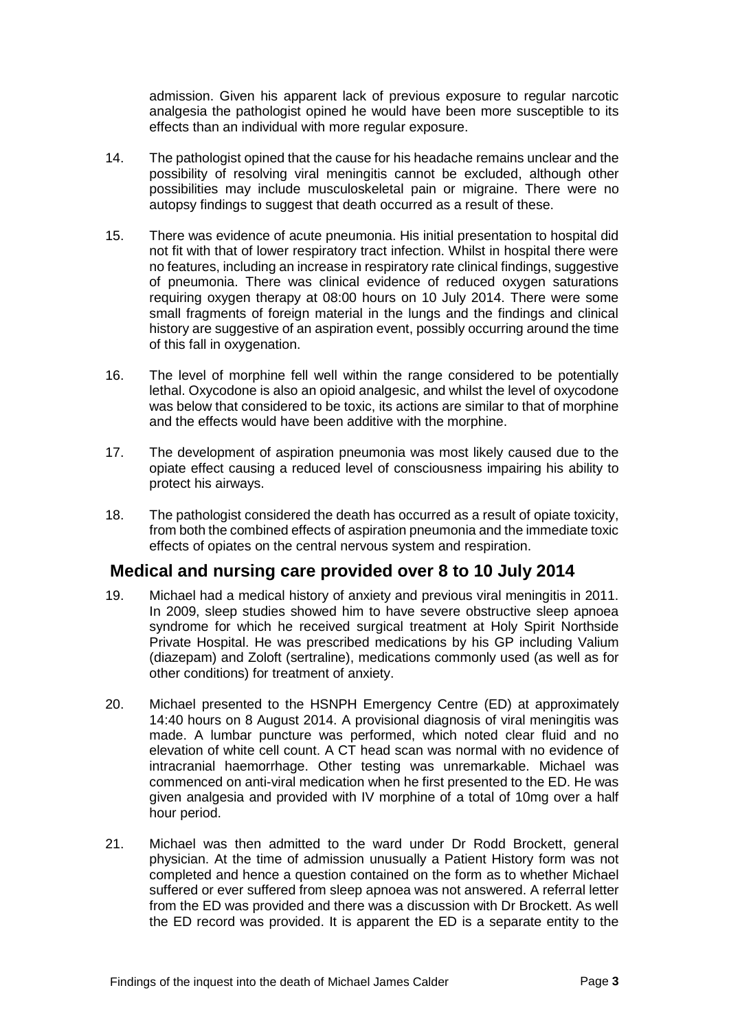admission. Given his apparent lack of previous exposure to regular narcotic analgesia the pathologist opined he would have been more susceptible to its effects than an individual with more regular exposure.

14. The pathologist opined that the cause for his headache remains unclear and the possibility of resolving viral meningitis cannot be excluded, although other possibilities may include musculoskeletal pain or migraine. There were no autopsy findings to suggest that death occurred as a result of these.

15. There was evidence of acute pneumonia. His initial presentation to hospital did not fit with that of lower respiratory tract infection. Whilst in hospital there were no features, including an increase in respiratory rate clinical findings, suggestive of pneumonia. There was clinical evidence of reduced oxygen saturations requiring oxygen therapy at 08:00 hours on 10 July 2014. There were some small fragments of foreign material in the lungs and the findings and clinical history are suggestive of an aspiration event, possibly occurring around the time of this fall in oxygenation.

16. The level of morphine fell well within the range considered to be potentially lethal. Oxycodone is also an opioid analgesic, and whilst the level of oxycodone was below that considered to be toxic, its actions are similar to that of morphine and the effects would have been additive with the morphine.

17. The development of aspiration pneumonia was most likely caused due to the opiate effect causing a reduced level of consciousness impairing his ability to protect his airways.

18. The pathologist considered the death has occurred as a result of opiate toxicity, from both the combined effects of aspiration pneumonia and the immediate toxic effects of opiates on the central nervous system and respiration.

## Medical and nursing care provided over 8 to 10 July 2014

19. Michael had a medical history of anxiety and previous viral meningitis in 2011. In 2009, sleep studies showed him to have severe obstructive sleep apnoea syndrome for which he received surgical treatment at Holy Spirit Northside Private Hospital. He was prescribed medications by his GP including Valium (diazepam) and Zoloft (sertraline), medications commonly used (as well as for other conditions) for treatment of anxiety.

20. Michael presented to the HSNPH Emergency Centre (ED) at approximately 14:40 hours on 8 August 2014. A provisional diagnosis of viral meningitis was made. A lumbar puncture was performed, which noted clear fluid and no elevation of white cell count. A CT head scan was normal with no evidence of intracranial haemorrhage. Other testing was unremarkable. Michael was commenced on anti-viral medication when he first presented to the ED. He was given analgesia and provided with IV morphine of a total of 10mg over a half hour period.

21. Michael was then admitted to the ward under Dr Rodd Brockett, general physician. At the time of admission unusually a Patient History form was not completed and hence a question contained on the form as to whether Michael suffered or ever suffered from sleep apnoea was not answered. A referral letter from the ED was provided and there was a discussion with Dr Brockett. As well the ED record was provided. It is apparent the ED is a separate entity to the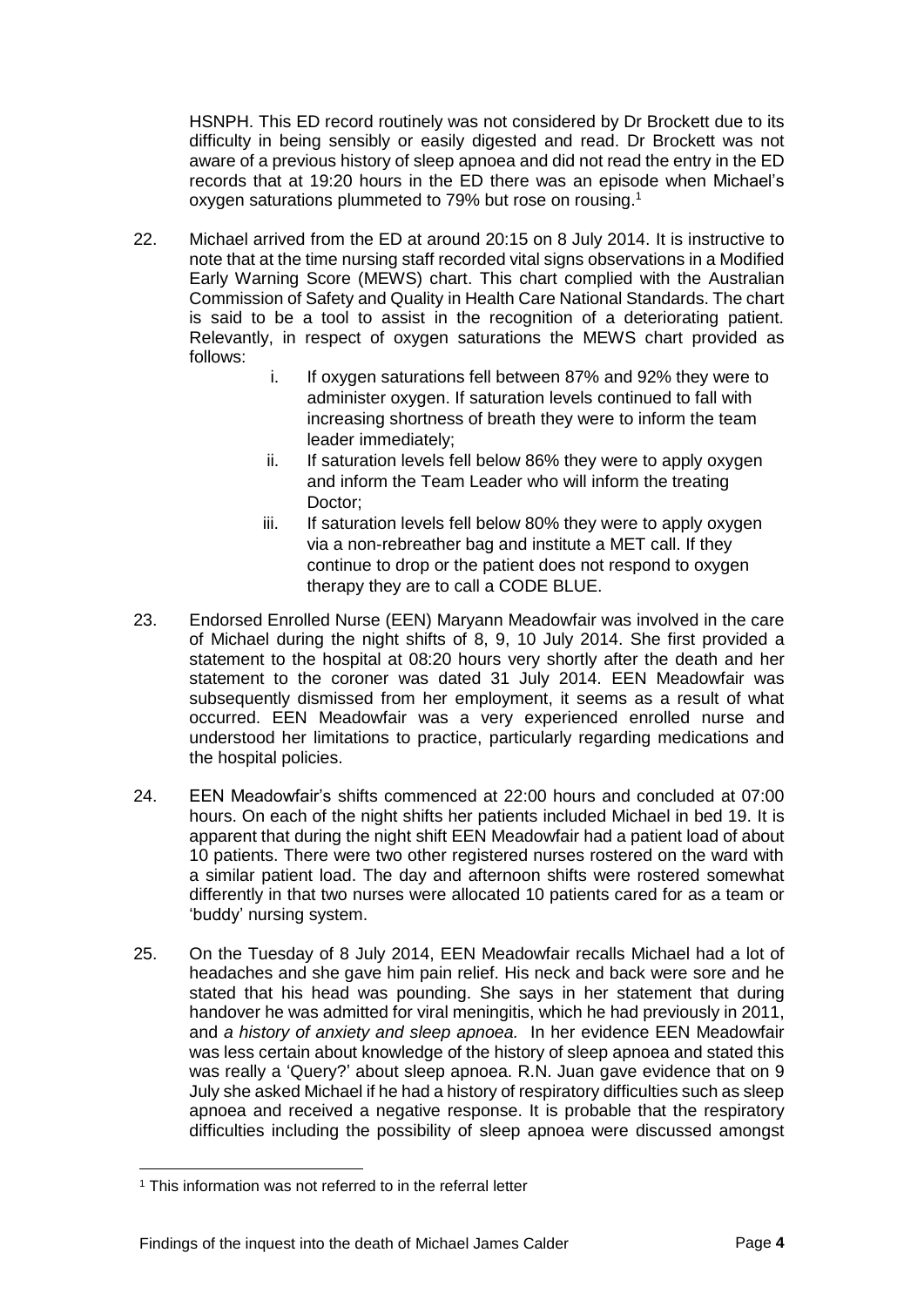HSNPH. This ED record routinely was not considered by Dr Brockett due to its difficulty in being sensibly or easily digested and read. Dr Brockett was not aware of a previous history of sleep apnoea and did not read the entry in the ED records that at 19:20 hours in the ED there was an episode when Michael's oxygen saturations plummeted to 79% but rose on rousing.[1]

22. Michael arrived from the ED at around 20:15 on 8 July 2014. It is instructive to note that at the time nursing staff recorded vital signs observations in a Modified Early Warning Score (MEWS) chart. This chart complied with the Australian Commission of Safety and Quality in Health Care National Standards. The chart is said to be a tool to assist in the recognition of a deteriorating patient. Relevantly, in respect of oxygen saturations the MEWS chart provided as follows:

    i. If oxygen saturations fell between 87% and 92% they were to administer oxygen. If saturation levels continued to fall with increasing shortness of breath they were to inform the team leader immediately;

    ii. If saturation levels fell below 86% they were to apply oxygen and inform the Team Leader who will inform the treating Doctor;

    iii. If saturation levels fell below 80% they were to apply oxygen via a non-rebreather bag and institute a MET call. If they continue to drop or the patient does not respond to oxygen therapy they are to call a CODE BLUE.

23. Endorsed Enrolled Nurse (EEN) Maryann Meadowfair was involved in the care of Michael during the night shifts of 8, 9, 10 July 2014. She first provided a statement to the hospital at 08:20 hours very shortly after the death and her statement to the coroner was dated 31 July 2014. EEN Meadowfair was subsequently dismissed from her employment, it seems as a result of what occurred. EEN Meadowfair was a very experienced enrolled nurse and understood her limitations to practice, particularly regarding medications and the hospital policies.

24. EEN Meadowfair's shifts commenced at 22:00 hours and concluded at 07:00 hours. On each of the night shifts her patients included Michael in bed 19. It is apparent that during the night shift EEN Meadowfair had a patient load of about 10 patients. There were two other registered nurses rostered on the ward with a similar patient load. The day and afternoon shifts were rostered somewhat differently in that two nurses were allocated 10 patients cared for as a team or 'buddy' nursing system.

25. On the Tuesday of 8 July 2014, EEN Meadowfair recalls Michael had a lot of headaches and she gave him pain relief. His neck and back were sore and he stated that his head was pounding. She says in her statement that during handover he was admitted for viral meningitis, which he had previously in 2011, and *a history of anxiety and sleep apnoea.* In her evidence EEN Meadowfair was less certain about knowledge of the history of sleep apnoea and stated this was really a 'Query?' about sleep apnoea. R.N. Juan gave evidence that on 9 July she asked Michael if he had a history of respiratory difficulties such as sleep apnoea and received a negative response. It is probable that the respiratory difficulties including the possibility of sleep apnoea were discussed amongst

[1] This information was not referred to in the referral letter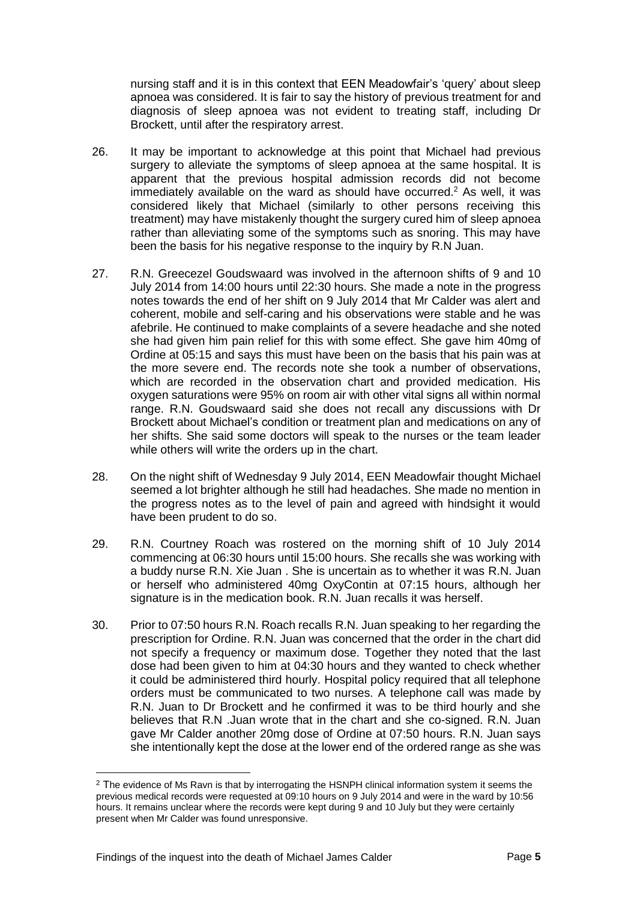nursing staff and it is in this context that EEN Meadowfair's 'query' about sleep apnoea was considered. It is fair to say the history of previous treatment for and diagnosis of sleep apnoea was not evident to treating staff, including Dr Brockett, until after the respiratory arrest.

26. It may be important to acknowledge at this point that Michael had previous surgery to alleviate the symptoms of sleep apnoea at the same hospital. It is apparent that the previous hospital admission records did not become immediately available on the ward as should have occurred.[2] As well, it was considered likely that Michael (similarly to other persons receiving this treatment) may have mistakenly thought the surgery cured him of sleep apnoea rather than alleviating some of the symptoms such as snoring. This may have been the basis for his negative response to the inquiry by R.N Juan.

27. R.N. Greecezel Goudswaard was involved in the afternoon shifts of 9 and 10 July 2014 from 14:00 hours until 22:30 hours. She made a note in the progress notes towards the end of her shift on 9 July 2014 that Mr Calder was alert and coherent, mobile and self-caring and his observations were stable and he was afebrile. He continued to make complaints of a severe headache and she noted she had given him pain relief for this with some effect. She gave him 40mg of Ordine at 05:15 and says this must have been on the basis that his pain was at the more severe end. The records note she took a number of observations, which are recorded in the observation chart and provided medication. His oxygen saturations were 95% on room air with other vital signs all within normal range. R.N. Goudswaard said she does not recall any discussions with Dr Brockett about Michael's condition or treatment plan and medications on any of her shifts. She said some doctors will speak to the nurses or the team leader while others will write the orders up in the chart.

28. On the night shift of Wednesday 9 July 2014, EEN Meadowfair thought Michael seemed a lot brighter although he still had headaches. She made no mention in the progress notes as to the level of pain and agreed with hindsight it would have been prudent to do so.

29. R.N. Courtney Roach was rostered on the morning shift of 10 July 2014 commencing at 06:30 hours until 15:00 hours. She recalls she was working with a buddy nurse R.N. Xie Juan . She is uncertain as to whether it was R.N. Juan or herself who administered 40mg OxyContin at 07:15 hours, although her signature is in the medication book. R.N. Juan recalls it was herself.

30. Prior to 07:50 hours R.N. Roach recalls R.N. Juan speaking to her regarding the prescription for Ordine. R.N. Juan was concerned that the order in the chart did not specify a frequency or maximum dose. Together they noted that the last dose had been given to him at 04:30 hours and they wanted to check whether it could be administered third hourly. Hospital policy required that all telephone orders must be communicated to two nurses. A telephone call was made by R.N. Juan to Dr Brockett and he confirmed it was to be third hourly and she believes that R.N .Juan wrote that in the chart and she co-signed. R.N. Juan gave Mr Calder another 20mg dose of Ordine at 07:50 hours. R.N. Juan says she intentionally kept the dose at the lower end of the ordered range as she was

---

[2] The evidence of Ms Ravn is that by interrogating the HSNPH clinical information system it seems the previous medical records were requested at 09:10 hours on 9 July 2014 and were in the ward by 10:56 hours. It remains unclear where the records were kept during 9 and 10 July but they were certainly present when Mr Calder was found unresponsive.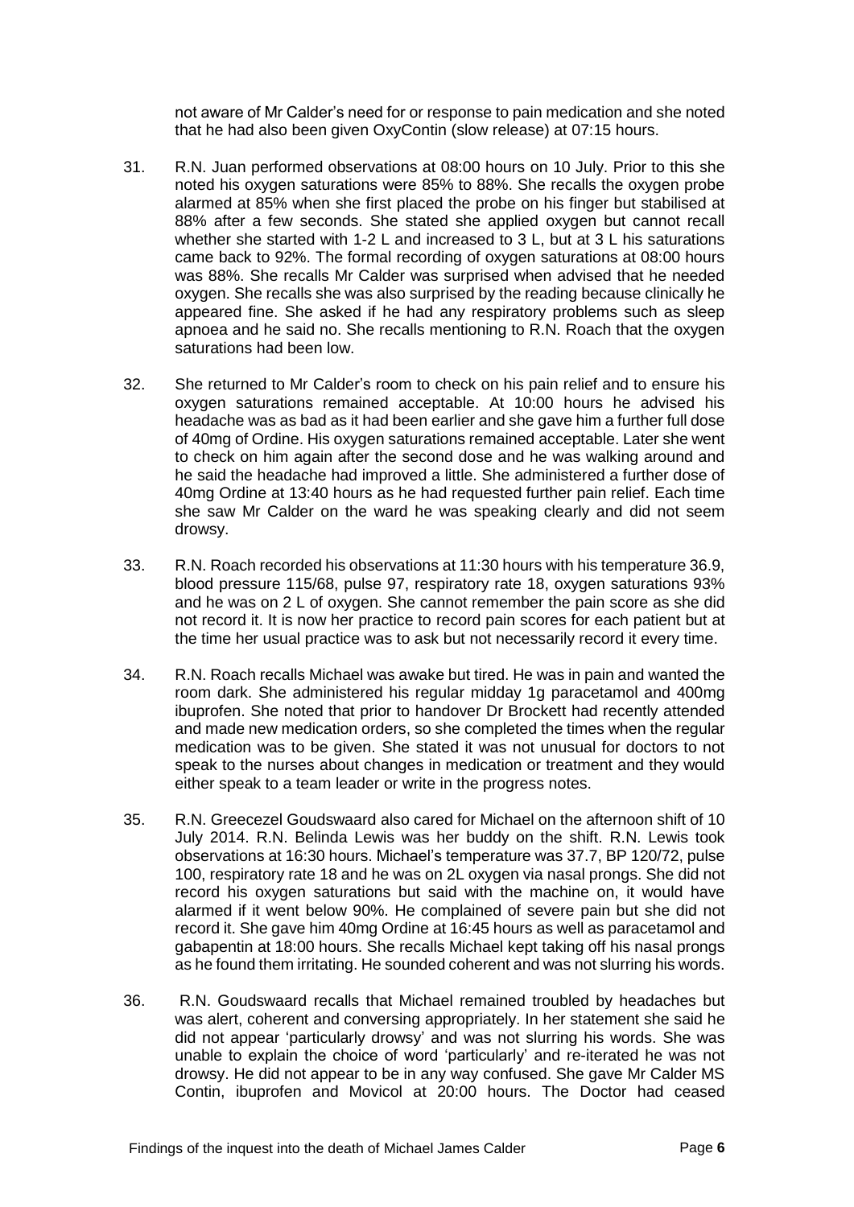not aware of Mr Calder's need for or response to pain medication and she noted that he had also been given OxyContin (slow release) at 07:15 hours.

31. R.N. Juan performed observations at 08:00 hours on 10 July. Prior to this she noted his oxygen saturations were 85% to 88%. She recalls the oxygen probe alarmed at 85% when she first placed the probe on his finger but stabilised at 88% after a few seconds. She stated she applied oxygen but cannot recall whether she started with 1-2 L and increased to 3 L, but at 3 L his saturations came back to 92%. The formal recording of oxygen saturations at 08:00 hours was 88%. She recalls Mr Calder was surprised when advised that he needed oxygen. She recalls she was also surprised by the reading because clinically he appeared fine. She asked if he had any respiratory problems such as sleep apnoea and he said no. She recalls mentioning to R.N. Roach that the oxygen saturations had been low.

32. She returned to Mr Calder's room to check on his pain relief and to ensure his oxygen saturations remained acceptable. At 10:00 hours he advised his headache was as bad as it had been earlier and she gave him a further full dose of 40mg of Ordine. His oxygen saturations remained acceptable. Later she went to check on him again after the second dose and he was walking around and he said the headache had improved a little. She administered a further dose of 40mg Ordine at 13:40 hours as he had requested further pain relief. Each time she saw Mr Calder on the ward he was speaking clearly and did not seem drowsy.

33. R.N. Roach recorded his observations at 11:30 hours with his temperature 36.9, blood pressure 115/68, pulse 97, respiratory rate 18, oxygen saturations 93% and he was on 2 L of oxygen. She cannot remember the pain score as she did not record it. It is now her practice to record pain scores for each patient but at the time her usual practice was to ask but not necessarily record it every time.

34. R.N. Roach recalls Michael was awake but tired. He was in pain and wanted the room dark. She administered his regular midday 1g paracetamol and 400mg ibuprofen. She noted that prior to handover Dr Brockett had recently attended and made new medication orders, so she completed the times when the regular medication was to be given. She stated it was not unusual for doctors to not speak to the nurses about changes in medication or treatment and they would either speak to a team leader or write in the progress notes.

35. R.N. Greecezel Goudswaard also cared for Michael on the afternoon shift of 10 July 2014. R.N. Belinda Lewis was her buddy on the shift. R.N. Lewis took observations at 16:30 hours. Michael's temperature was 37.7, BP 120/72, pulse 100, respiratory rate 18 and he was on 2L oxygen via nasal prongs. She did not record his oxygen saturations but said with the machine on, it would have alarmed if it went below 90%. He complained of severe pain but she did not record it. She gave him 40mg Ordine at 16:45 hours as well as paracetamol and gabapentin at 18:00 hours. She recalls Michael kept taking off his nasal prongs as he found them irritating. He sounded coherent and was not slurring his words.

36. R.N. Goudswaard recalls that Michael remained troubled by headaches but was alert, coherent and conversing appropriately. In her statement she said he did not appear 'particularly drowsy' and was not slurring his words. She was unable to explain the choice of word 'particularly' and re-iterated he was not drowsy. He did not appear to be in any way confused. She gave Mr Calder MS Contin, ibuprofen and Movicol at 20:00 hours. The Doctor had ceased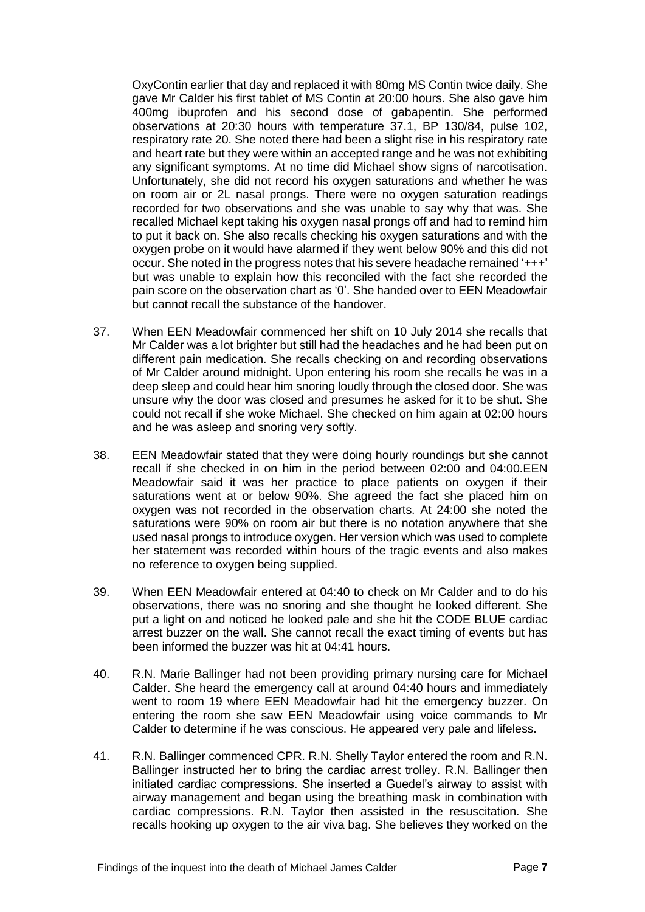OxyContin earlier that day and replaced it with 80mg MS Contin twice daily. She gave Mr Calder his first tablet of MS Contin at 20:00 hours. She also gave him 400mg ibuprofen and his second dose of gabapentin. She performed observations at 20:30 hours with temperature 37.1, BP 130/84, pulse 102, respiratory rate 20. She noted there had been a slight rise in his respiratory rate and heart rate but they were within an accepted range and he was not exhibiting any significant symptoms. At no time did Michael show signs of narcotisation. Unfortunately, she did not record his oxygen saturations and whether he was on room air or 2L nasal prongs. There were no oxygen saturation readings recorded for two observations and she was unable to say why that was. She recalled Michael kept taking his oxygen nasal prongs off and had to remind him to put it back on. She also recalls checking his oxygen saturations and with the oxygen probe on it would have alarmed if they went below 90% and this did not occur. She noted in the progress notes that his severe headache remained '+++' but was unable to explain how this reconciled with the fact she recorded the pain score on the observation chart as '0'. She handed over to EEN Meadowfair but cannot recall the substance of the handover.

37. When EEN Meadowfair commenced her shift on 10 July 2014 she recalls that Mr Calder was a lot brighter but still had the headaches and he had been put on different pain medication. She recalls checking on and recording observations of Mr Calder around midnight. Upon entering his room she recalls he was in a deep sleep and could hear him snoring loudly through the closed door. She was unsure why the door was closed and presumes he asked for it to be shut. She could not recall if she woke Michael. She checked on him again at 02:00 hours and he was asleep and snoring very softly.

38. EEN Meadowfair stated that they were doing hourly roundings but she cannot recall if she checked in on him in the period between 02:00 and 04:00.EEN Meadowfair said it was her practice to place patients on oxygen if their saturations went at or below 90%. She agreed the fact she placed him on oxygen was not recorded in the observation charts. At 24:00 she noted the saturations were 90% on room air but there is no notation anywhere that she used nasal prongs to introduce oxygen. Her version which was used to complete her statement was recorded within hours of the tragic events and also makes no reference to oxygen being supplied.

39. When EEN Meadowfair entered at 04:40 to check on Mr Calder and to do his observations, there was no snoring and she thought he looked different. She put a light on and noticed he looked pale and she hit the CODE BLUE cardiac arrest buzzer on the wall. She cannot recall the exact timing of events but has been informed the buzzer was hit at 04:41 hours.

40. R.N. Marie Ballinger had not been providing primary nursing care for Michael Calder. She heard the emergency call at around 04:40 hours and immediately went to room 19 where EEN Meadowfair had hit the emergency buzzer. On entering the room she saw EEN Meadowfair using voice commands to Mr Calder to determine if he was conscious. He appeared very pale and lifeless.

41. R.N. Ballinger commenced CPR. R.N. Shelly Taylor entered the room and R.N. Ballinger instructed her to bring the cardiac arrest trolley. R.N. Ballinger then initiated cardiac compressions. She inserted a Guedel's airway to assist with airway management and began using the breathing mask in combination with cardiac compressions. R.N. Taylor then assisted in the resuscitation. She recalls hooking up oxygen to the air viva bag. She believes they worked on the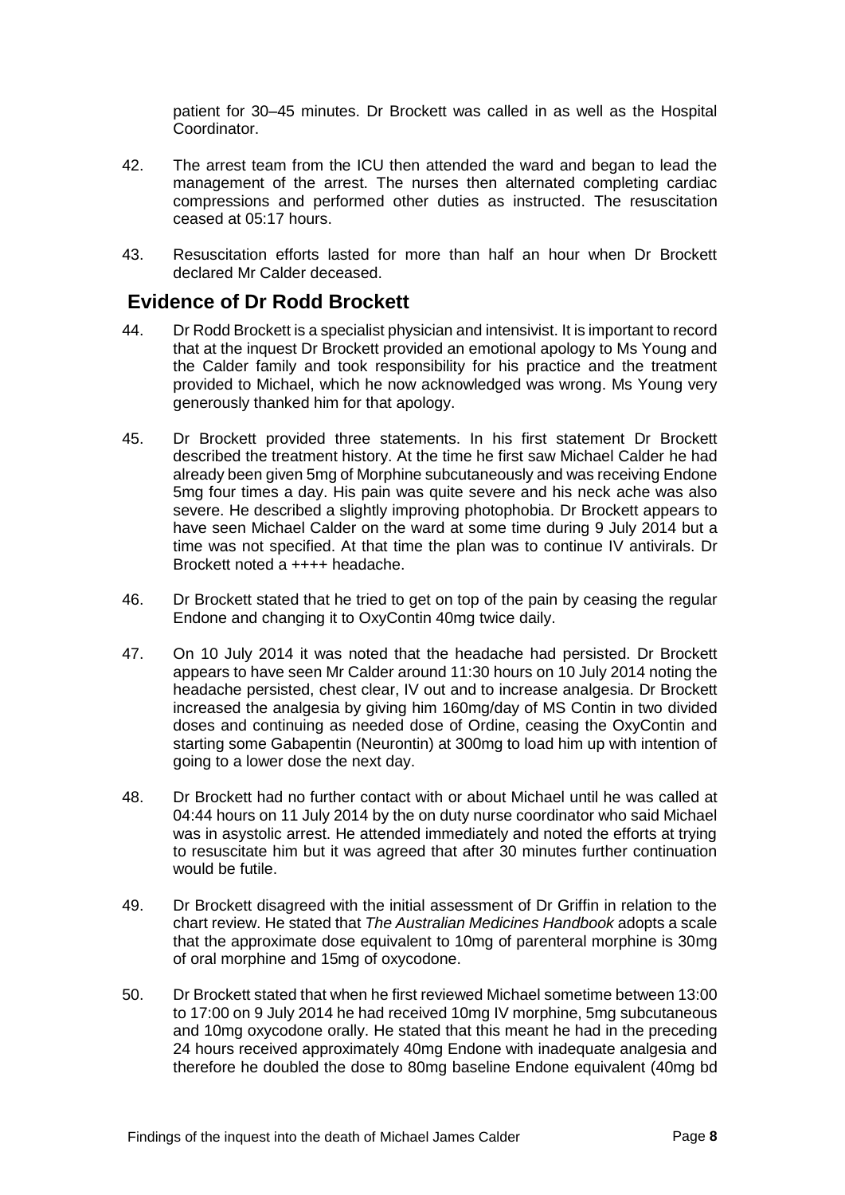patient for 30–45 minutes. Dr Brockett was called in as well as the Hospital Coordinator.

42. The arrest team from the ICU then attended the ward and began to lead the management of the arrest. The nurses then alternated completing cardiac compressions and performed other duties as instructed. The resuscitation ceased at 05:17 hours.

43. Resuscitation efforts lasted for more than half an hour when Dr Brockett declared Mr Calder deceased.

## Evidence of Dr Rodd Brockett

44. Dr Rodd Brockett is a specialist physician and intensivist. It is important to record that at the inquest Dr Brockett provided an emotional apology to Ms Young and the Calder family and took responsibility for his practice and the treatment provided to Michael, which he now acknowledged was wrong. Ms Young very generously thanked him for that apology.

45. Dr Brockett provided three statements. In his first statement Dr Brockett described the treatment history. At the time he first saw Michael Calder he had already been given 5mg of Morphine subcutaneously and was receiving Endone 5mg four times a day. His pain was quite severe and his neck ache was also severe. He described a slightly improving photophobia. Dr Brockett appears to have seen Michael Calder on the ward at some time during 9 July 2014 but a time was not specified. At that time the plan was to continue IV antivirals. Dr Brockett noted a ++++ headache.

46. Dr Brockett stated that he tried to get on top of the pain by ceasing the regular Endone and changing it to OxyContin 40mg twice daily.

47. On 10 July 2014 it was noted that the headache had persisted. Dr Brockett appears to have seen Mr Calder around 11:30 hours on 10 July 2014 noting the headache persisted, chest clear, IV out and to increase analgesia. Dr Brockett increased the analgesia by giving him 160mg/day of MS Contin in two divided doses and continuing as needed dose of Ordine, ceasing the OxyContin and starting some Gabapentin (Neurontin) at 300mg to load him up with intention of going to a lower dose the next day.

48. Dr Brockett had no further contact with or about Michael until he was called at 04:44 hours on 11 July 2014 by the on duty nurse coordinator who said Michael was in asystolic arrest. He attended immediately and noted the efforts at trying to resuscitate him but it was agreed that after 30 minutes further continuation would be futile.

49. Dr Brockett disagreed with the initial assessment of Dr Griffin in relation to the chart review. He stated that *The Australian Medicines Handbook* adopts a scale that the approximate dose equivalent to 10mg of parenteral morphine is 30mg of oral morphine and 15mg of oxycodone.

50. Dr Brockett stated that when he first reviewed Michael sometime between 13:00 to 17:00 on 9 July 2014 he had received 10mg IV morphine, 5mg subcutaneous and 10mg oxycodone orally. He stated that this meant he had in the preceding 24 hours received approximately 40mg Endone with inadequate analgesia and therefore he doubled the dose to 80mg baseline Endone equivalent (40mg bd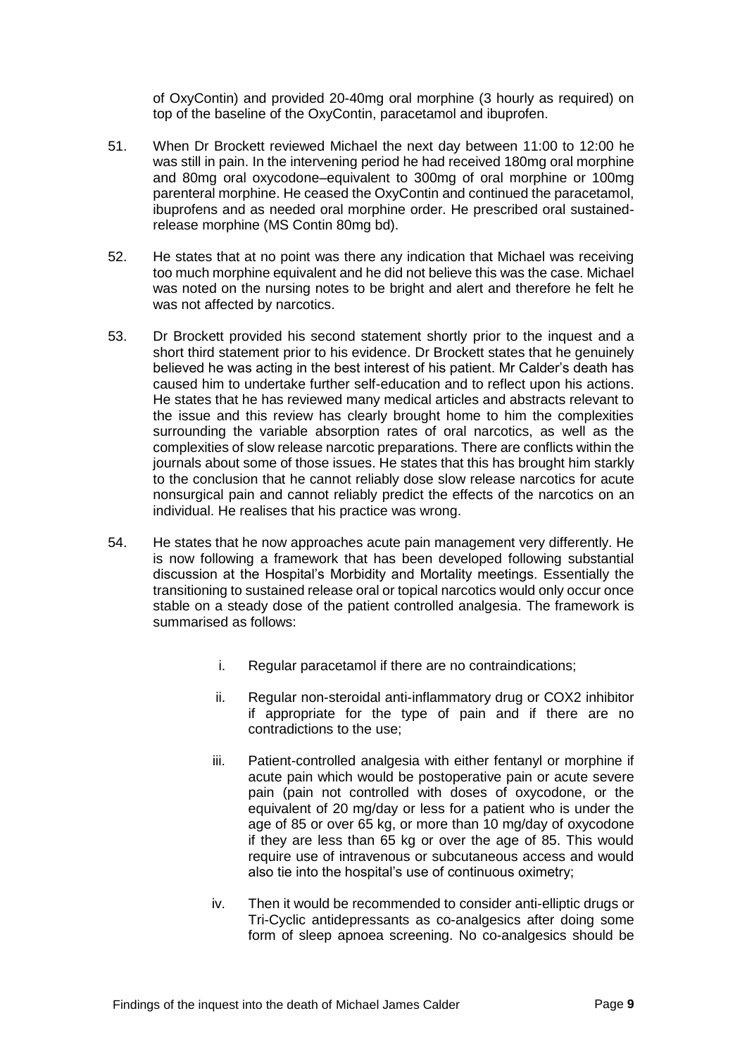of OxyContin) and provided 20-40mg oral morphine (3 hourly as required) on top of the baseline of the OxyContin, paracetamol and ibuprofen.

51. When Dr Brockett reviewed Michael the next day between 11:00 to 12:00 he was still in pain. In the intervening period he had received 180mg oral morphine and 80mg oral oxycodone–equivalent to 300mg of oral morphine or 100mg parenteral morphine. He ceased the OxyContin and continued the paracetamol, ibuprofens and as needed oral morphine order. He prescribed oral sustained-release morphine (MS Contin 80mg bd).

52. He states that at no point was there any indication that Michael was receiving too much morphine equivalent and he did not believe this was the case. Michael was noted on the nursing notes to be bright and alert and therefore he felt he was not affected by narcotics.

53. Dr Brockett provided his second statement shortly prior to the inquest and a short third statement prior to his evidence. Dr Brockett states that he genuinely believed he was acting in the best interest of his patient. Mr Calder's death has caused him to undertake further self-education and to reflect upon his actions. He states that he has reviewed many medical articles and abstracts relevant to the issue and this review has clearly brought home to him the complexities surrounding the variable absorption rates of oral narcotics, as well as the complexities of slow release narcotic preparations. There are conflicts within the journals about some of those issues. He states that this has brought him starkly to the conclusion that he cannot reliably dose slow release narcotics for acute nonsurgical pain and cannot reliably predict the effects of the narcotics on an individual. He realises that his practice was wrong.

54. He states that he now approaches acute pain management very differently. He is now following a framework that has been developed following substantial discussion at the Hospital's Morbidity and Mortality meetings. Essentially the transitioning to sustained release oral or topical narcotics would only occur once stable on a steady dose of the patient controlled analgesia. The framework is summarised as follows:

    i. Regular paracetamol if there are no contraindications;

    ii. Regular non-steroidal anti-inflammatory drug or COX2 inhibitor if appropriate for the type of pain and if there are no contradictions to the use;

    iii. Patient-controlled analgesia with either fentanyl or morphine if acute pain which would be postoperative pain or acute severe pain (pain not controlled with doses of oxycodone, or the equivalent of 20 mg/day or less for a patient who is under the age of 85 or over 65 kg, or more than 10 mg/day of oxycodone if they are less than 65 kg or over the age of 85. This would require use of intravenous or subcutaneous access and would also tie into the hospital's use of continuous oximetry;

    iv. Then it would be recommended to consider anti-elliptic drugs or Tri-Cyclic antidepressants as co-analgesics after doing some form of sleep apnoea screening. No co-analgesics should be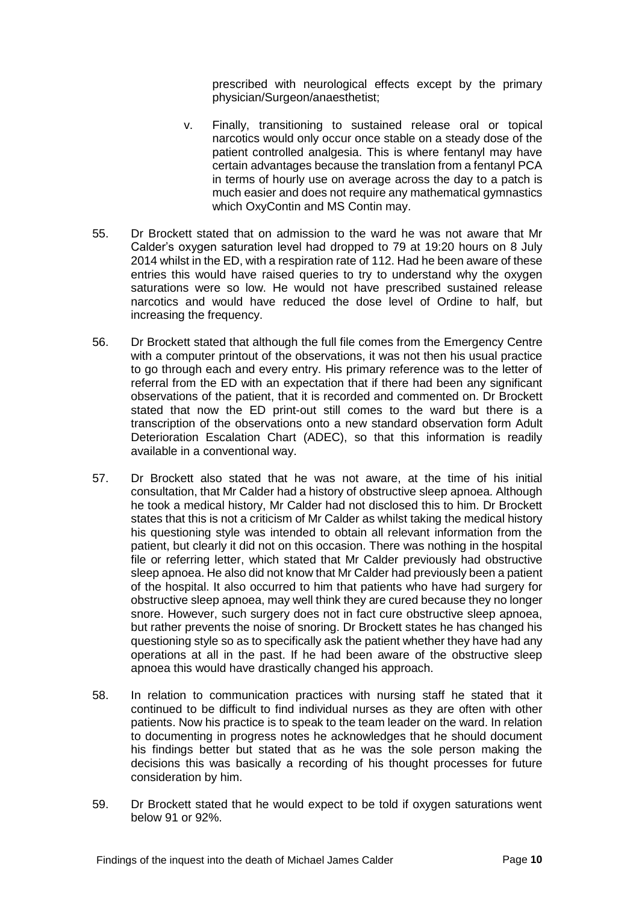prescribed with neurological effects except by the primary physician/Surgeon/anaesthetist;

v. Finally, transitioning to sustained release oral or topical narcotics would only occur once stable on a steady dose of the patient controlled analgesia. This is where fentanyl may have certain advantages because the translation from a fentanyl PCA in terms of hourly use on average across the day to a patch is much easier and does not require any mathematical gymnastics which OxyContin and MS Contin may.

55. Dr Brockett stated that on admission to the ward he was not aware that Mr Calder's oxygen saturation level had dropped to 79 at 19:20 hours on 8 July 2014 whilst in the ED, with a respiration rate of 112. Had he been aware of these entries this would have raised queries to try to understand why the oxygen saturations were so low. He would not have prescribed sustained release narcotics and would have reduced the dose level of Ordine to half, but increasing the frequency.

56. Dr Brockett stated that although the full file comes from the Emergency Centre with a computer printout of the observations, it was not then his usual practice to go through each and every entry. His primary reference was to the letter of referral from the ED with an expectation that if there had been any significant observations of the patient, that it is recorded and commented on. Dr Brockett stated that now the ED print-out still comes to the ward but there is a transcription of the observations onto a new standard observation form Adult Deterioration Escalation Chart (ADEC), so that this information is readily available in a conventional way.

57. Dr Brockett also stated that he was not aware, at the time of his initial consultation, that Mr Calder had a history of obstructive sleep apnoea. Although he took a medical history, Mr Calder had not disclosed this to him. Dr Brockett states that this is not a criticism of Mr Calder as whilst taking the medical history his questioning style was intended to obtain all relevant information from the patient, but clearly it did not on this occasion. There was nothing in the hospital file or referring letter, which stated that Mr Calder previously had obstructive sleep apnoea. He also did not know that Mr Calder had previously been a patient of the hospital. It also occurred to him that patients who have had surgery for obstructive sleep apnoea, may well think they are cured because they no longer snore. However, such surgery does not in fact cure obstructive sleep apnoea, but rather prevents the noise of snoring. Dr Brockett states he has changed his questioning style so as to specifically ask the patient whether they have had any operations at all in the past. If he had been aware of the obstructive sleep apnoea this would have drastically changed his approach.

58. In relation to communication practices with nursing staff he stated that it continued to be difficult to find individual nurses as they are often with other patients. Now his practice is to speak to the team leader on the ward. In relation to documenting in progress notes he acknowledges that he should document his findings better but stated that as he was the sole person making the decisions this was basically a recording of his thought processes for future consideration by him.

59. Dr Brockett stated that he would expect to be told if oxygen saturations went below 91 or 92%.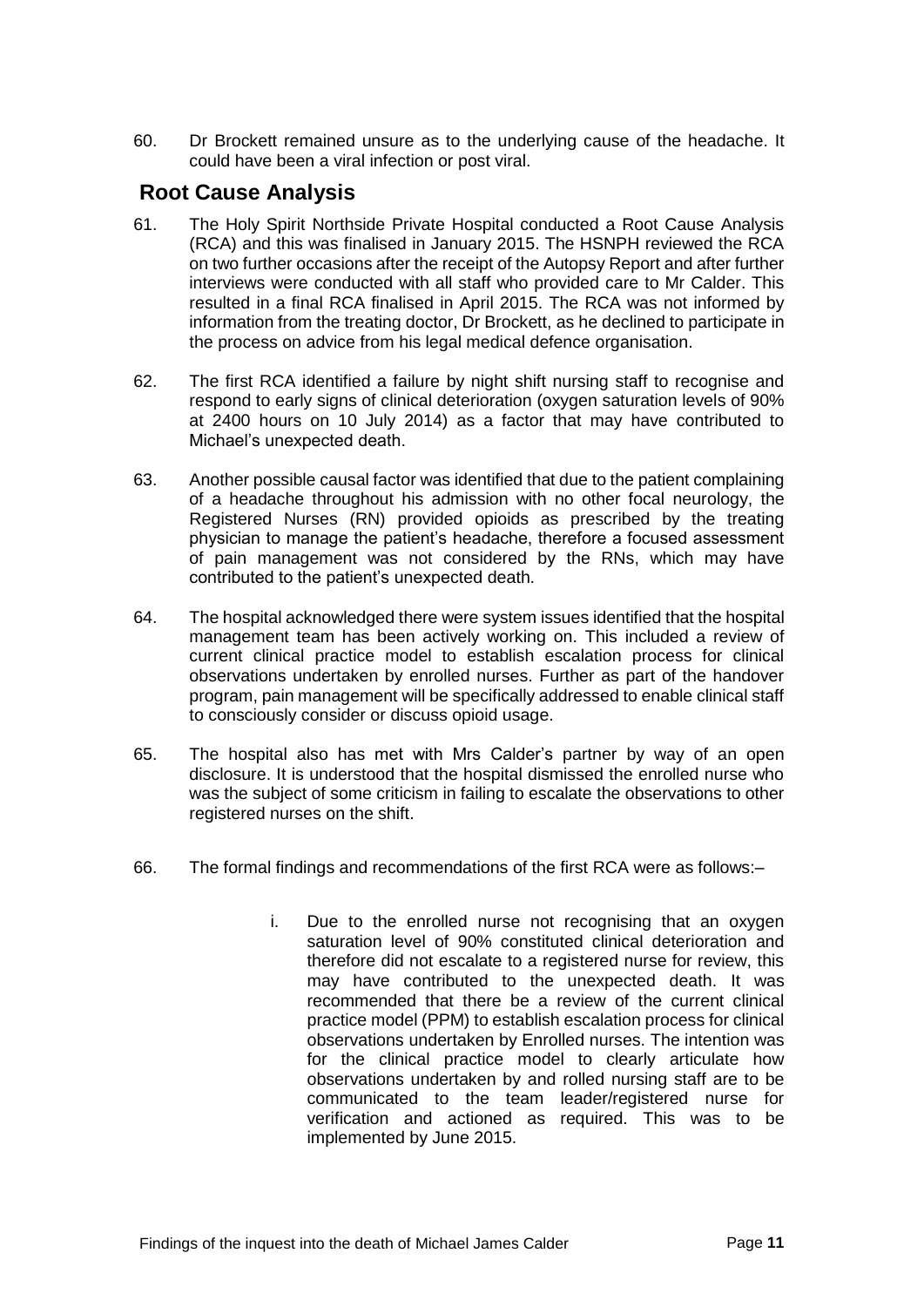60. Dr Brockett remained unsure as to the underlying cause of the headache. It could have been a viral infection or post viral.

## Root Cause Analysis

61. The Holy Spirit Northside Private Hospital conducted a Root Cause Analysis (RCA) and this was finalised in January 2015. The HSNPH reviewed the RCA on two further occasions after the receipt of the Autopsy Report and after further interviews were conducted with all staff who provided care to Mr Calder. This resulted in a final RCA finalised in April 2015. The RCA was not informed by information from the treating doctor, Dr Brockett, as he declined to participate in the process on advice from his legal medical defence organisation.

62. The first RCA identified a failure by night shift nursing staff to recognise and respond to early signs of clinical deterioration (oxygen saturation levels of 90% at 2400 hours on 10 July 2014) as a factor that may have contributed to Michael's unexpected death.

63. Another possible causal factor was identified that due to the patient complaining of a headache throughout his admission with no other focal neurology, the Registered Nurses (RN) provided opioids as prescribed by the treating physician to manage the patient's headache, therefore a focused assessment of pain management was not considered by the RNs, which may have contributed to the patient's unexpected death.

64. The hospital acknowledged there were system issues identified that the hospital management team has been actively working on. This included a review of current clinical practice model to establish escalation process for clinical observations undertaken by enrolled nurses. Further as part of the handover program, pain management will be specifically addressed to enable clinical staff to consciously consider or discuss opioid usage.

65. The hospital also has met with Mrs Calder's partner by way of an open disclosure. It is understood that the hospital dismissed the enrolled nurse who was the subject of some criticism in failing to escalate the observations to other registered nurses on the shift.

66. The formal findings and recommendations of the first RCA were as follows:–

    i. Due to the enrolled nurse not recognising that an oxygen saturation level of 90% constituted clinical deterioration and therefore did not escalate to a registered nurse for review, this may have contributed to the unexpected death. It was recommended that there be a review of the current clinical practice model (PPM) to establish escalation process for clinical observations undertaken by Enrolled nurses. The intention was for the clinical practice model to clearly articulate how observations undertaken by and rolled nursing staff are to be communicated to the team leader/registered nurse for verification and actioned as required. This was to be implemented by June 2015.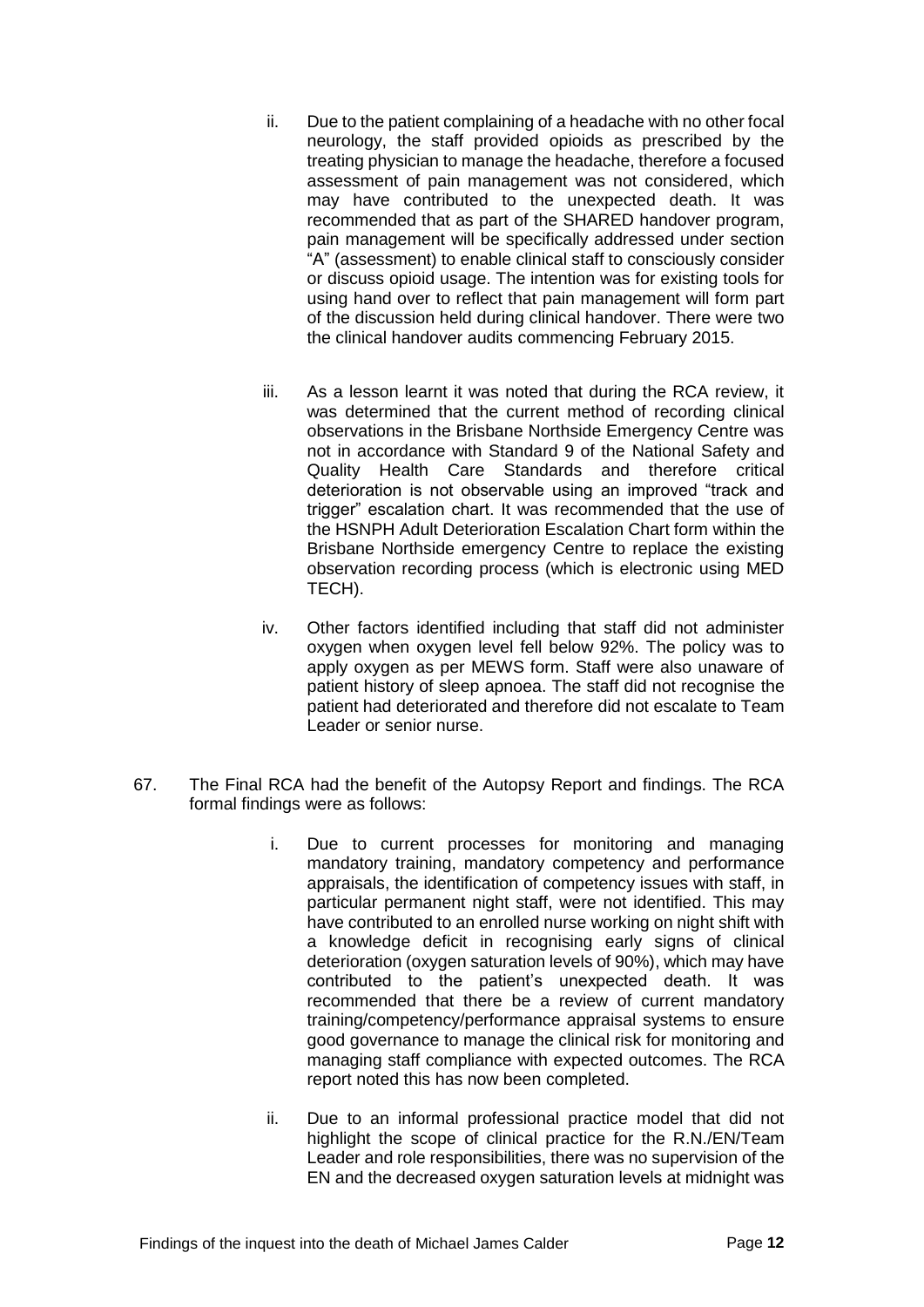ii. Due to the patient complaining of a headache with no other focal neurology, the staff provided opioids as prescribed by the treating physician to manage the headache, therefore a focused assessment of pain management was not considered, which may have contributed to the unexpected death. It was recommended that as part of the SHARED handover program, pain management will be specifically addressed under section "A" (assessment) to enable clinical staff to consciously consider or discuss opioid usage. The intention was for existing tools for using hand over to reflect that pain management will form part of the discussion held during clinical handover. There were two the clinical handover audits commencing February 2015.

iii. As a lesson learnt it was noted that during the RCA review, it was determined that the current method of recording clinical observations in the Brisbane Northside Emergency Centre was not in accordance with Standard 9 of the National Safety and Quality Health Care Standards and therefore critical deterioration is not observable using an improved "track and trigger" escalation chart. It was recommended that the use of the HSNPH Adult Deterioration Escalation Chart form within the Brisbane Northside emergency Centre to replace the existing observation recording process (which is electronic using MED TECH).

iv. Other factors identified including that staff did not administer oxygen when oxygen level fell below 92%. The policy was to apply oxygen as per MEWS form. Staff were also unaware of patient history of sleep apnoea. The staff did not recognise the patient had deteriorated and therefore did not escalate to Team Leader or senior nurse.

67. The Final RCA had the benefit of the Autopsy Report and findings. The RCA formal findings were as follows:

i. Due to current processes for monitoring and managing mandatory training, mandatory competency and performance appraisals, the identification of competency issues with staff, in particular permanent night staff, were not identified. This may have contributed to an enrolled nurse working on night shift with a knowledge deficit in recognising early signs of clinical deterioration (oxygen saturation levels of 90%), which may have contributed to the patient's unexpected death. It was recommended that there be a review of current mandatory training/competency/performance appraisal systems to ensure good governance to manage the clinical risk for monitoring and managing staff compliance with expected outcomes. The RCA report noted this has now been completed.

ii. Due to an informal professional practice model that did not highlight the scope of clinical practice for the R.N./EN/Team Leader and role responsibilities, there was no supervision of the EN and the decreased oxygen saturation levels at midnight was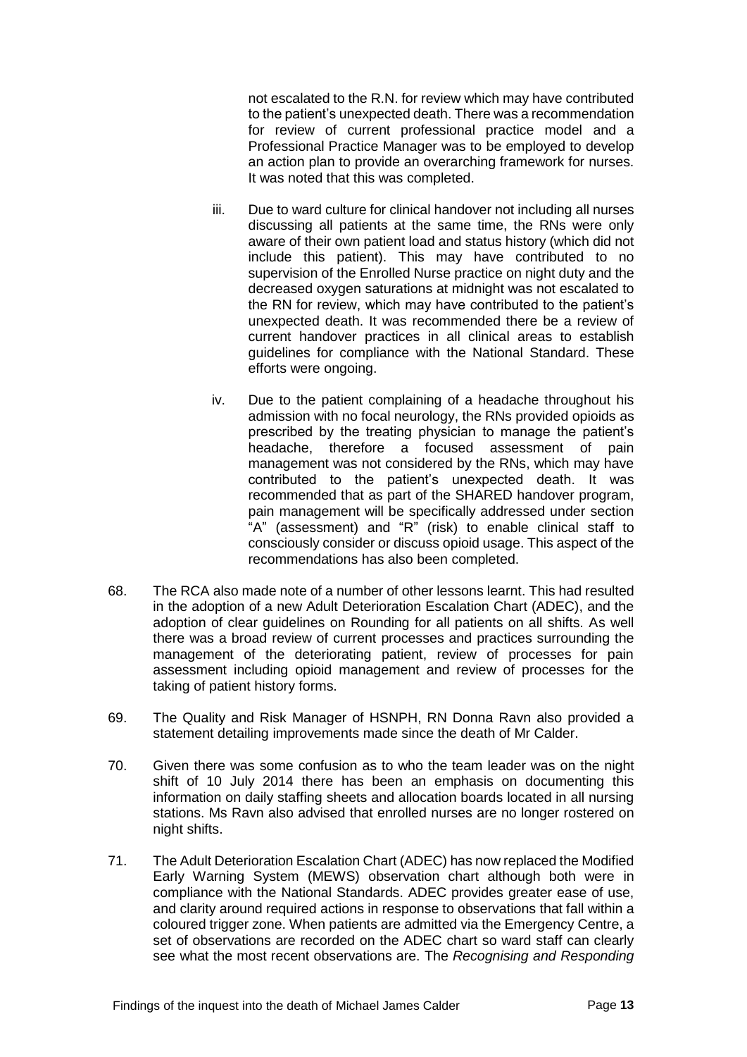not escalated to the R.N. for review which may have contributed to the patient's unexpected death. There was a recommendation for review of current professional practice model and a Professional Practice Manager was to be employed to develop an action plan to provide an overarching framework for nurses. It was noted that this was completed.

iii. Due to ward culture for clinical handover not including all nurses discussing all patients at the same time, the RNs were only aware of their own patient load and status history (which did not include this patient). This may have contributed to no supervision of the Enrolled Nurse practice on night duty and the decreased oxygen saturations at midnight was not escalated to the RN for review, which may have contributed to the patient's unexpected death. It was recommended there be a review of current handover practices in all clinical areas to establish guidelines for compliance with the National Standard. These efforts were ongoing.

iv. Due to the patient complaining of a headache throughout his admission with no focal neurology, the RNs provided opioids as prescribed by the treating physician to manage the patient's headache, therefore a focused assessment of pain management was not considered by the RNs, which may have contributed to the patient's unexpected death. It was recommended that as part of the SHARED handover program, pain management will be specifically addressed under section "A" (assessment) and "R" (risk) to enable clinical staff to consciously consider or discuss opioid usage. This aspect of the recommendations has also been completed.

68. The RCA also made note of a number of other lessons learnt. This had resulted in the adoption of a new Adult Deterioration Escalation Chart (ADEC), and the adoption of clear guidelines on Rounding for all patients on all shifts. As well there was a broad review of current processes and practices surrounding the management of the deteriorating patient, review of processes for pain assessment including opioid management and review of processes for the taking of patient history forms.

69. The Quality and Risk Manager of HSNPH, RN Donna Ravn also provided a statement detailing improvements made since the death of Mr Calder.

70. Given there was some confusion as to who the team leader was on the night shift of 10 July 2014 there has been an emphasis on documenting this information on daily staffing sheets and allocation boards located in all nursing stations. Ms Ravn also advised that enrolled nurses are no longer rostered on night shifts.

71. The Adult Deterioration Escalation Chart (ADEC) has now replaced the Modified Early Warning System (MEWS) observation chart although both were in compliance with the National Standards. ADEC provides greater ease of use, and clarity around required actions in response to observations that fall within a coloured trigger zone. When patients are admitted via the Emergency Centre, a set of observations are recorded on the ADEC chart so ward staff can clearly see what the most recent observations are. The *Recognising and Responding*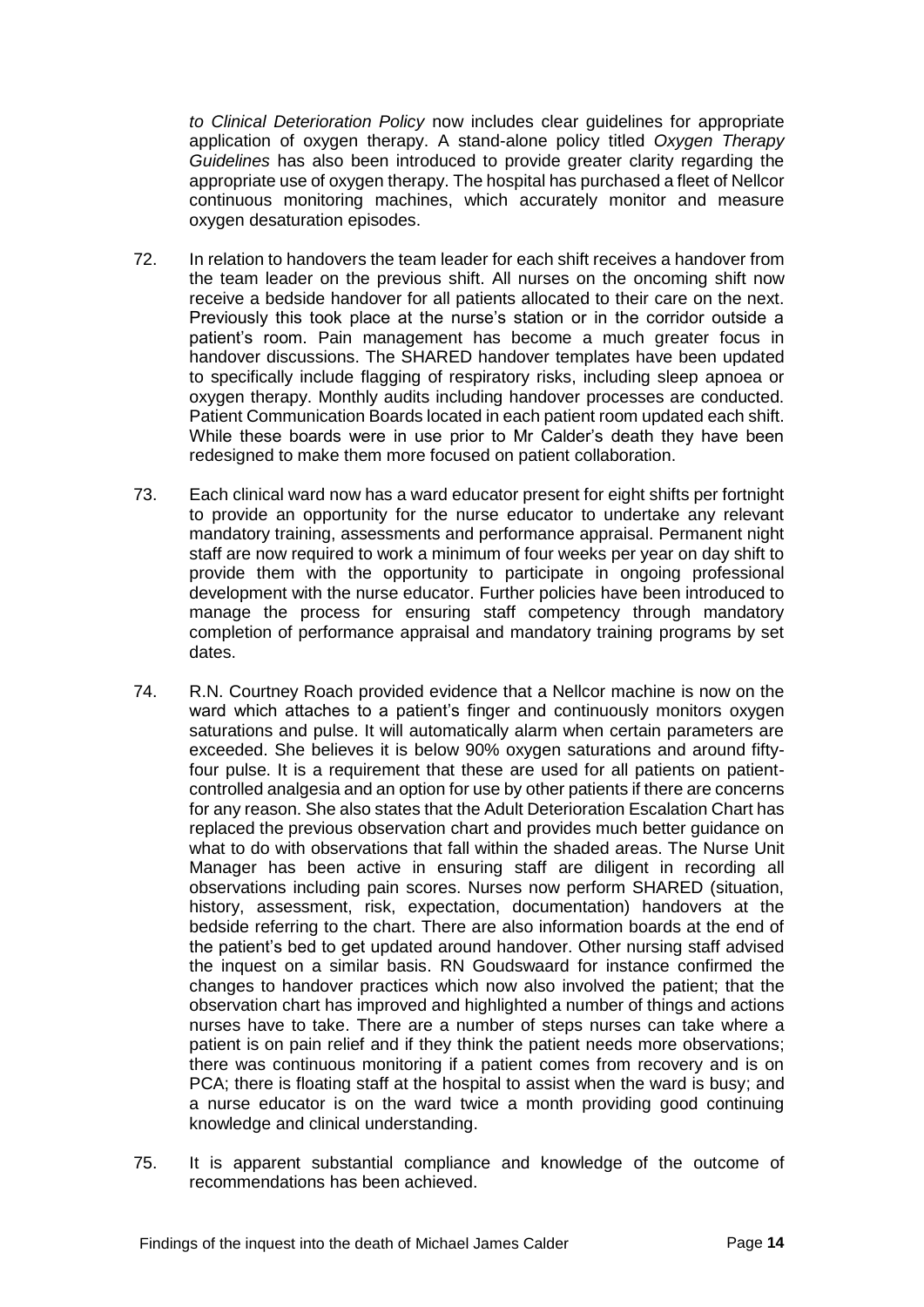*to Clinical Deterioration Policy* now includes clear guidelines for appropriate application of oxygen therapy. A stand-alone policy titled *Oxygen Therapy Guidelines* has also been introduced to provide greater clarity regarding the appropriate use of oxygen therapy. The hospital has purchased a fleet of Nellcor continuous monitoring machines, which accurately monitor and measure oxygen desaturation episodes.

72. In relation to handovers the team leader for each shift receives a handover from the team leader on the previous shift. All nurses on the oncoming shift now receive a bedside handover for all patients allocated to their care on the next. Previously this took place at the nurse's station or in the corridor outside a patient's room. Pain management has become a much greater focus in handover discussions. The SHARED handover templates have been updated to specifically include flagging of respiratory risks, including sleep apnoea or oxygen therapy. Monthly audits including handover processes are conducted. Patient Communication Boards located in each patient room updated each shift. While these boards were in use prior to Mr Calder's death they have been redesigned to make them more focused on patient collaboration.

73. Each clinical ward now has a ward educator present for eight shifts per fortnight to provide an opportunity for the nurse educator to undertake any relevant mandatory training, assessments and performance appraisal. Permanent night staff are now required to work a minimum of four weeks per year on day shift to provide them with the opportunity to participate in ongoing professional development with the nurse educator. Further policies have been introduced to manage the process for ensuring staff competency through mandatory completion of performance appraisal and mandatory training programs by set dates.

74. R.N. Courtney Roach provided evidence that a Nellcor machine is now on the ward which attaches to a patient's finger and continuously monitors oxygen saturations and pulse. It will automatically alarm when certain parameters are exceeded. She believes it is below 90% oxygen saturations and around fifty-four pulse. It is a requirement that these are used for all patients on patient-controlled analgesia and an option for use by other patients if there are concerns for any reason. She also states that the Adult Deterioration Escalation Chart has replaced the previous observation chart and provides much better guidance on what to do with observations that fall within the shaded areas. The Nurse Unit Manager has been active in ensuring staff are diligent in recording all observations including pain scores. Nurses now perform SHARED (situation, history, assessment, risk, expectation, documentation) handovers at the bedside referring to the chart. There are also information boards at the end of the patient's bed to get updated around handover. Other nursing staff advised the inquest on a similar basis. RN Goudswaard for instance confirmed the changes to handover practices which now also involved the patient; that the observation chart has improved and highlighted a number of things and actions nurses have to take. There are a number of steps nurses can take where a patient is on pain relief and if they think the patient needs more observations; there was continuous monitoring if a patient comes from recovery and is on PCA; there is floating staff at the hospital to assist when the ward is busy; and a nurse educator is on the ward twice a month providing good continuing knowledge and clinical understanding.

75. It is apparent substantial compliance and knowledge of the outcome of recommendations has been achieved.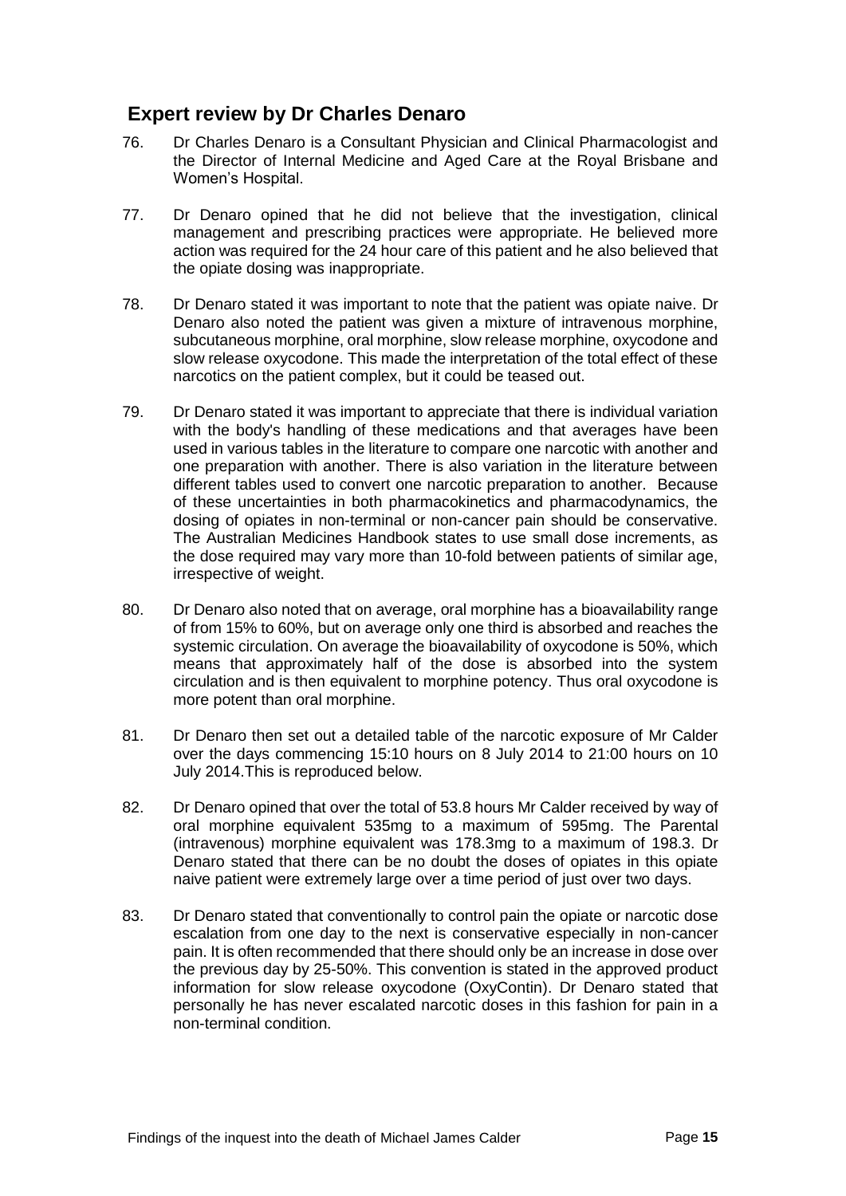## Expert review by Dr Charles Denaro

76. Dr Charles Denaro is a Consultant Physician and Clinical Pharmacologist and the Director of Internal Medicine and Aged Care at the Royal Brisbane and Women's Hospital.

77. Dr Denaro opined that he did not believe that the investigation, clinical management and prescribing practices were appropriate. He believed more action was required for the 24 hour care of this patient and he also believed that the opiate dosing was inappropriate.

78. Dr Denaro stated it was important to note that the patient was opiate naive. Dr Denaro also noted the patient was given a mixture of intravenous morphine, subcutaneous morphine, oral morphine, slow release morphine, oxycodone and slow release oxycodone. This made the interpretation of the total effect of these narcotics on the patient complex, but it could be teased out.

79. Dr Denaro stated it was important to appreciate that there is individual variation with the body's handling of these medications and that averages have been used in various tables in the literature to compare one narcotic with another and one preparation with another. There is also variation in the literature between different tables used to convert one narcotic preparation to another. Because of these uncertainties in both pharmacokinetics and pharmacodynamics, the dosing of opiates in non-terminal or non-cancer pain should be conservative. The Australian Medicines Handbook states to use small dose increments, as the dose required may vary more than 10-fold between patients of similar age, irrespective of weight.

80. Dr Denaro also noted that on average, oral morphine has a bioavailability range of from 15% to 60%, but on average only one third is absorbed and reaches the systemic circulation. On average the bioavailability of oxycodone is 50%, which means that approximately half of the dose is absorbed into the system circulation and is then equivalent to morphine potency. Thus oral oxycodone is more potent than oral morphine.

81. Dr Denaro then set out a detailed table of the narcotic exposure of Mr Calder over the days commencing 15:10 hours on 8 July 2014 to 21:00 hours on 10 July 2014.This is reproduced below.

82. Dr Denaro opined that over the total of 53.8 hours Mr Calder received by way of oral morphine equivalent 535mg to a maximum of 595mg. The Parental (intravenous) morphine equivalent was 178.3mg to a maximum of 198.3. Dr Denaro stated that there can be no doubt the doses of opiates in this opiate naive patient were extremely large over a time period of just over two days.

83. Dr Denaro stated that conventionally to control pain the opiate or narcotic dose escalation from one day to the next is conservative especially in non-cancer pain. It is often recommended that there should only be an increase in dose over the previous day by 25-50%. This convention is stated in the approved product information for slow release oxycodone (OxyContin). Dr Denaro stated that personally he has never escalated narcotic doses in this fashion for pain in a non-terminal condition.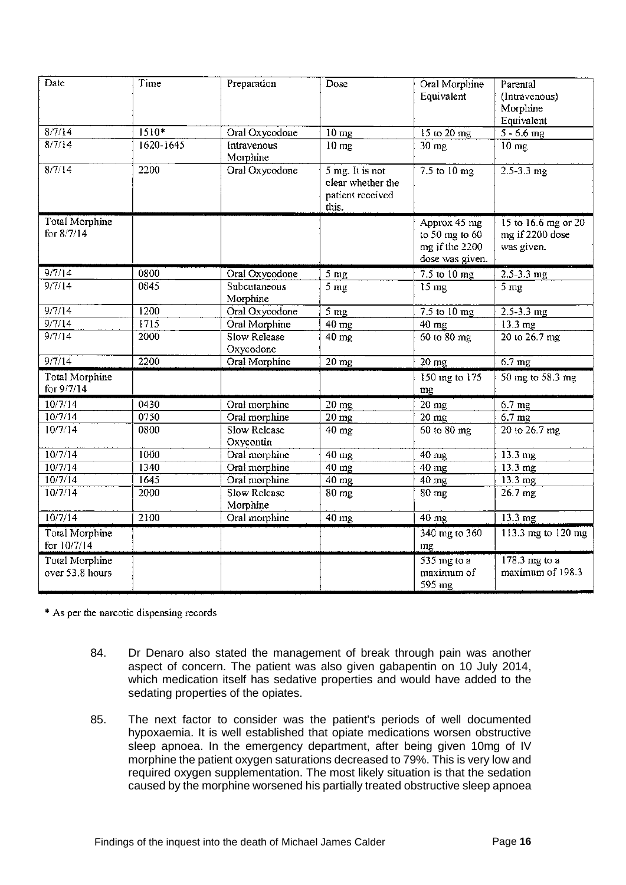| Date | Time | Preparation | Dose | Oral Morphine Equivalent | Parental (Intravenous) Morphine Equivalent |
|---|---|---|---|---|---|
| 8/7/14 | 1510* | Oral Oxycodone | 10 mg | 15 to 20 mg | 5 - 6.6 mg |
| 8/7/14 | 1620-1645 | Intravenous Morphine | 10 mg | 30 mg | 10 mg |
| 8/7/14 | 2200 | Oral Oxycodone | 5 mg. It is not clear whether the patient received this. | 7.5 to 10 mg | 2.5-3.3 mg |
| Total Morphine for 8/7/14 | | | | Approx 45 mg to 50 mg to 60 mg if the 2200 dose was given. | 15 to 16.6 mg or 20 mg if 2200 dose was given. |
| 9/7/14 | 0800 | Oral Oxycodone | 5 mg | 7.5 to 10 mg | 2.5-3.3 mg |
| 9/7/14 | 0845 | Subcutaneous Morphine | 5 mg | 15 mg | 5 mg |
| 9/7/14 | 1200 | Oral Oxycodone | 5 mg | 7.5 to 10 mg | 2.5-3.3 mg |
| 9/7/14 | 1715 | Oral Morphine | 40 mg | 40 mg | 13.3 mg |
| 9/7/14 | 2000 | Slow Release Oxycodone | 40 mg | 60 to 80 mg | 20 to 26.7 mg |
| 9/7/14 | 2200 | Oral Morphine | 20 mg | 20 mg | 6.7 mg |
| Total Morphine for 9/7/14 | | | | 150 mg to 175 mg | 50 mg to 58.3 mg |
| 10/7/14 | 0430 | Oral morphine | 20 mg | 20 mg | 6.7 mg |
| 10/7/14 | 0750 | Oral morphine | 20 mg | 20 mg | 6.7 mg |
| 10/7/14 | 0800 | Slow Release Oxycontin | 40 mg | 60 to 80 mg | 20 to 26.7 mg |
| 10/7/14 | 1000 | Oral morphine | 40 mg | 40 mg | 13.3 mg |
| 10/7/14 | 1340 | Oral morphine | 40 mg | 40 mg | 13.3 mg |
| 10/7/14 | 1645 | Oral morphine | 40 mg | 40 mg | 13.3 mg |
| 10/7/14 | 2000 | Slow Release Morphine | 80 mg | 80 mg | 26.7 mg |
| 10/7/14 | 2100 | Oral morphine | 40 mg | 40 mg | 13.3 mg |
| Total Morphine for 10/7/14 | | | | 340 mg to 360 mg | 113.3 mg to 120 mg |
| Total Morphine over 53.8 hours | | | | 535 mg to a maximum of 595 mg | 178.3 mg to a maximum of 198.3 |

* As per the narcotic dispensing records

84. Dr Denaro also stated the management of break through pain was another aspect of concern. The patient was also given gabapentin on 10 July 2014, which medication itself has sedative properties and would have added to the sedating properties of the opiates.

85. The next factor to consider was the patient's periods of well documented hypoxaemia. It is well established that opiate medications worsen obstructive sleep apnoea. In the emergency department, after being given 10mg of IV morphine the patient oxygen saturations decreased to 79%. This is very low and required oxygen supplementation. The most likely situation is that the sedation caused by the morphine worsened his partially treated obstructive sleep apnoea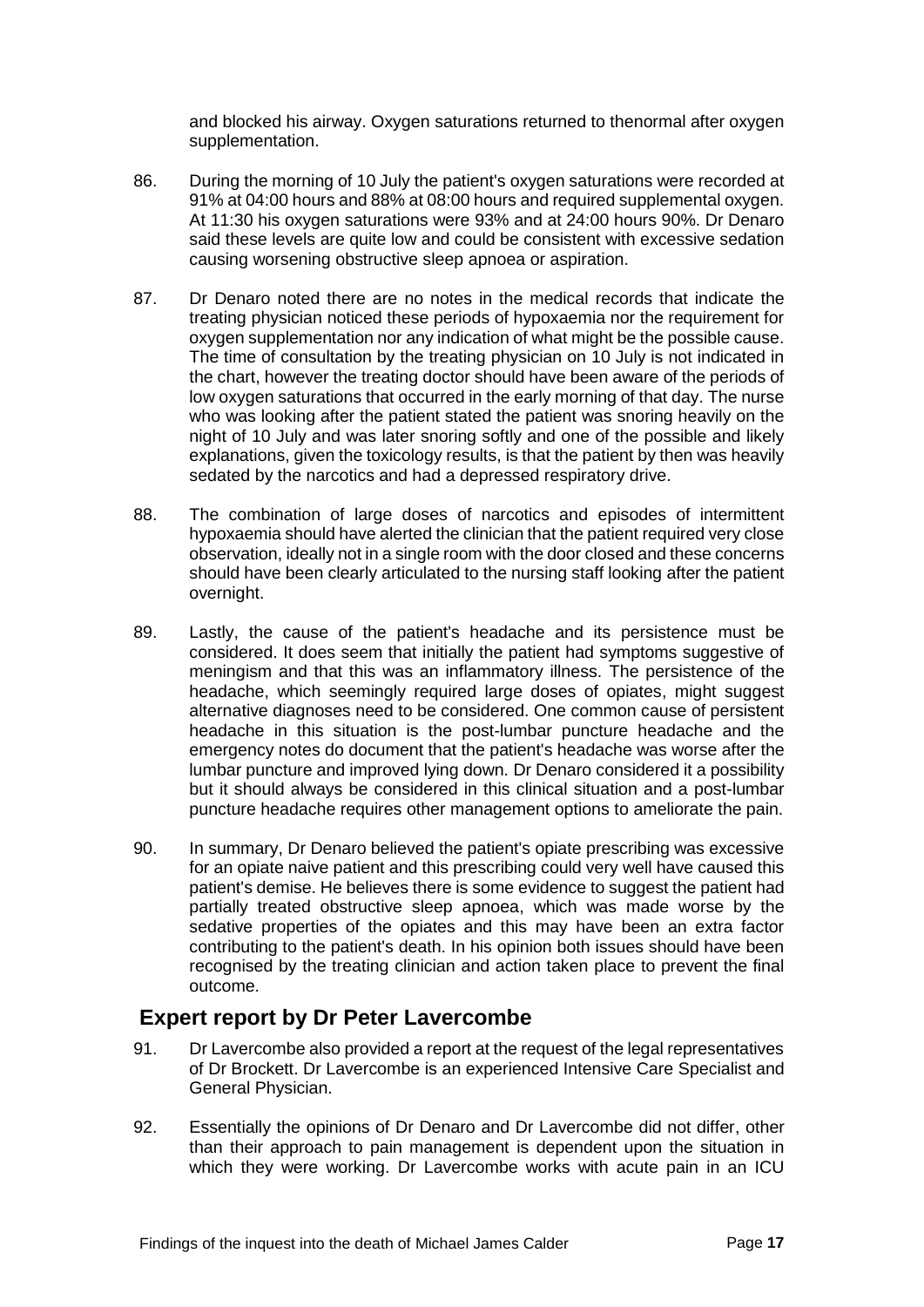and blocked his airway. Oxygen saturations returned to thenormal after oxygen supplementation.

86. During the morning of 10 July the patient's oxygen saturations were recorded at 91% at 04:00 hours and 88% at 08:00 hours and required supplemental oxygen. At 11:30 his oxygen saturations were 93% and at 24:00 hours 90%. Dr Denaro said these levels are quite low and could be consistent with excessive sedation causing worsening obstructive sleep apnoea or aspiration.

87. Dr Denaro noted there are no notes in the medical records that indicate the treating physician noticed these periods of hypoxaemia nor the requirement for oxygen supplementation nor any indication of what might be the possible cause. The time of consultation by the treating physician on 10 July is not indicated in the chart, however the treating doctor should have been aware of the periods of low oxygen saturations that occurred in the early morning of that day. The nurse who was looking after the patient stated the patient was snoring heavily on the night of 10 July and was later snoring softly and one of the possible and likely explanations, given the toxicology results, is that the patient by then was heavily sedated by the narcotics and had a depressed respiratory drive.

88. The combination of large doses of narcotics and episodes of intermittent hypoxaemia should have alerted the clinician that the patient required very close observation, ideally not in a single room with the door closed and these concerns should have been clearly articulated to the nursing staff looking after the patient overnight.

89. Lastly, the cause of the patient's headache and its persistence must be considered. It does seem that initially the patient had symptoms suggestive of meningism and that this was an inflammatory illness. The persistence of the headache, which seemingly required large doses of opiates, might suggest alternative diagnoses need to be considered. One common cause of persistent headache in this situation is the post-lumbar puncture headache and the emergency notes do document that the patient's headache was worse after the lumbar puncture and improved lying down. Dr Denaro considered it a possibility but it should always be considered in this clinical situation and a post-lumbar puncture headache requires other management options to ameliorate the pain.

90. In summary, Dr Denaro believed the patient's opiate prescribing was excessive for an opiate naive patient and this prescribing could very well have caused this patient's demise. He believes there is some evidence to suggest the patient had partially treated obstructive sleep apnoea, which was made worse by the sedative properties of the opiates and this may have been an extra factor contributing to the patient's death. In his opinion both issues should have been recognised by the treating clinician and action taken place to prevent the final outcome.

## Expert report by Dr Peter Lavercombe

91. Dr Lavercombe also provided a report at the request of the legal representatives of Dr Brockett. Dr Lavercombe is an experienced Intensive Care Specialist and General Physician.

92. Essentially the opinions of Dr Denaro and Dr Lavercombe did not differ, other than their approach to pain management is dependent upon the situation in which they were working. Dr Lavercombe works with acute pain in an ICU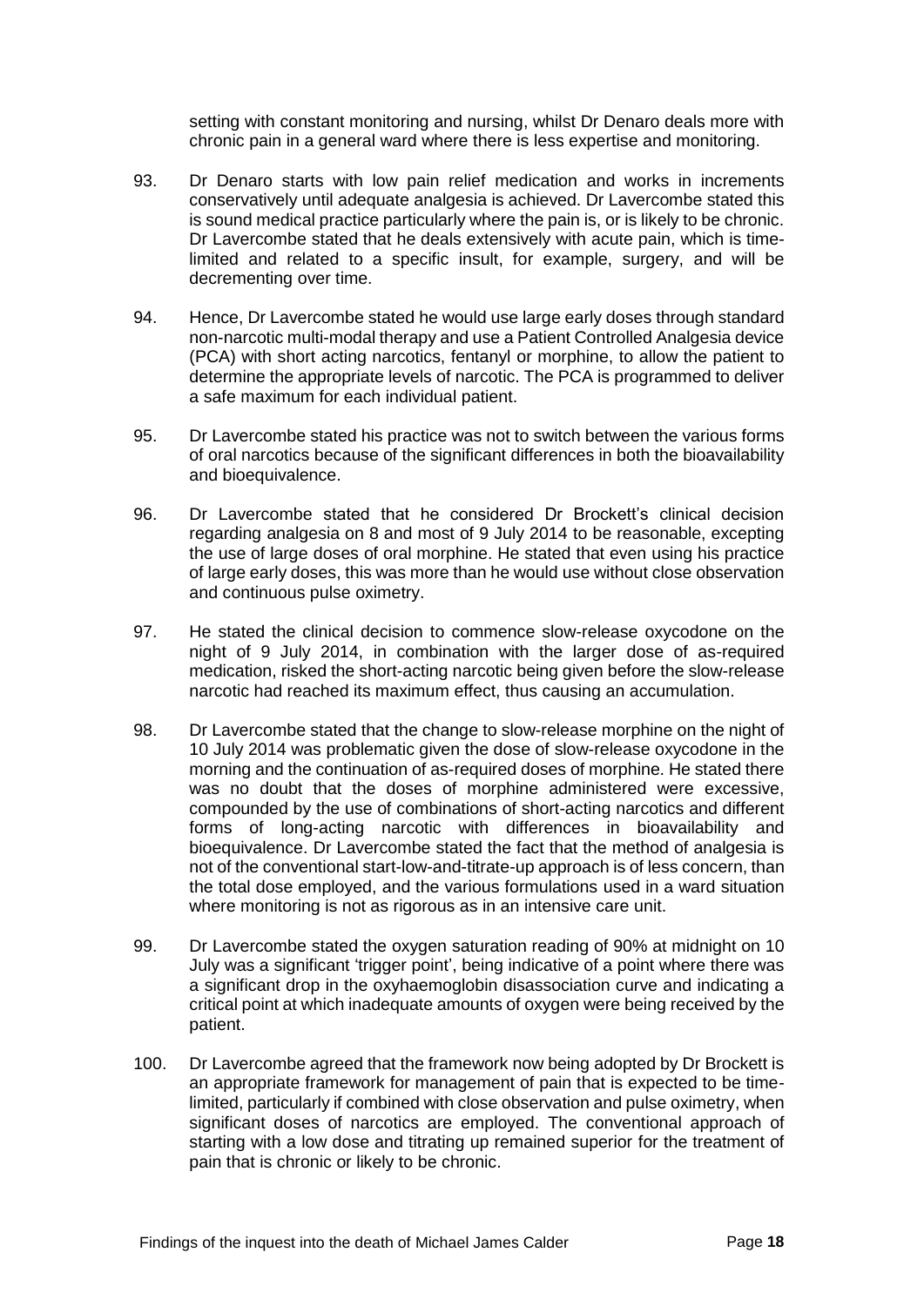setting with constant monitoring and nursing, whilst Dr Denaro deals more with chronic pain in a general ward where there is less expertise and monitoring.

93. Dr Denaro starts with low pain relief medication and works in increments conservatively until adequate analgesia is achieved. Dr Lavercombe stated this is sound medical practice particularly where the pain is, or is likely to be chronic. Dr Lavercombe stated that he deals extensively with acute pain, which is time-limited and related to a specific insult, for example, surgery, and will be decrementing over time.

94. Hence, Dr Lavercombe stated he would use large early doses through standard non-narcotic multi-modal therapy and use a Patient Controlled Analgesia device (PCA) with short acting narcotics, fentanyl or morphine, to allow the patient to determine the appropriate levels of narcotic. The PCA is programmed to deliver a safe maximum for each individual patient.

95. Dr Lavercombe stated his practice was not to switch between the various forms of oral narcotics because of the significant differences in both the bioavailability and bioequivalence.

96. Dr Lavercombe stated that he considered Dr Brockett's clinical decision regarding analgesia on 8 and most of 9 July 2014 to be reasonable, excepting the use of large doses of oral morphine. He stated that even using his practice of large early doses, this was more than he would use without close observation and continuous pulse oximetry.

97. He stated the clinical decision to commence slow-release oxycodone on the night of 9 July 2014, in combination with the larger dose of as-required medication, risked the short-acting narcotic being given before the slow-release narcotic had reached its maximum effect, thus causing an accumulation.

98. Dr Lavercombe stated that the change to slow-release morphine on the night of 10 July 2014 was problematic given the dose of slow-release oxycodone in the morning and the continuation of as-required doses of morphine. He stated there was no doubt that the doses of morphine administered were excessive, compounded by the use of combinations of short-acting narcotics and different forms of long-acting narcotic with differences in bioavailability and bioequivalence. Dr Lavercombe stated the fact that the method of analgesia is not of the conventional start-low-and-titrate-up approach is of less concern, than the total dose employed, and the various formulations used in a ward situation where monitoring is not as rigorous as in an intensive care unit.

99. Dr Lavercombe stated the oxygen saturation reading of 90% at midnight on 10 July was a significant 'trigger point', being indicative of a point where there was a significant drop in the oxyhaemoglobin disassociation curve and indicating a critical point at which inadequate amounts of oxygen were being received by the patient.

100. Dr Lavercombe agreed that the framework now being adopted by Dr Brockett is an appropriate framework for management of pain that is expected to be time-limited, particularly if combined with close observation and pulse oximetry, when significant doses of narcotics are employed. The conventional approach of starting with a low dose and titrating up remained superior for the treatment of pain that is chronic or likely to be chronic.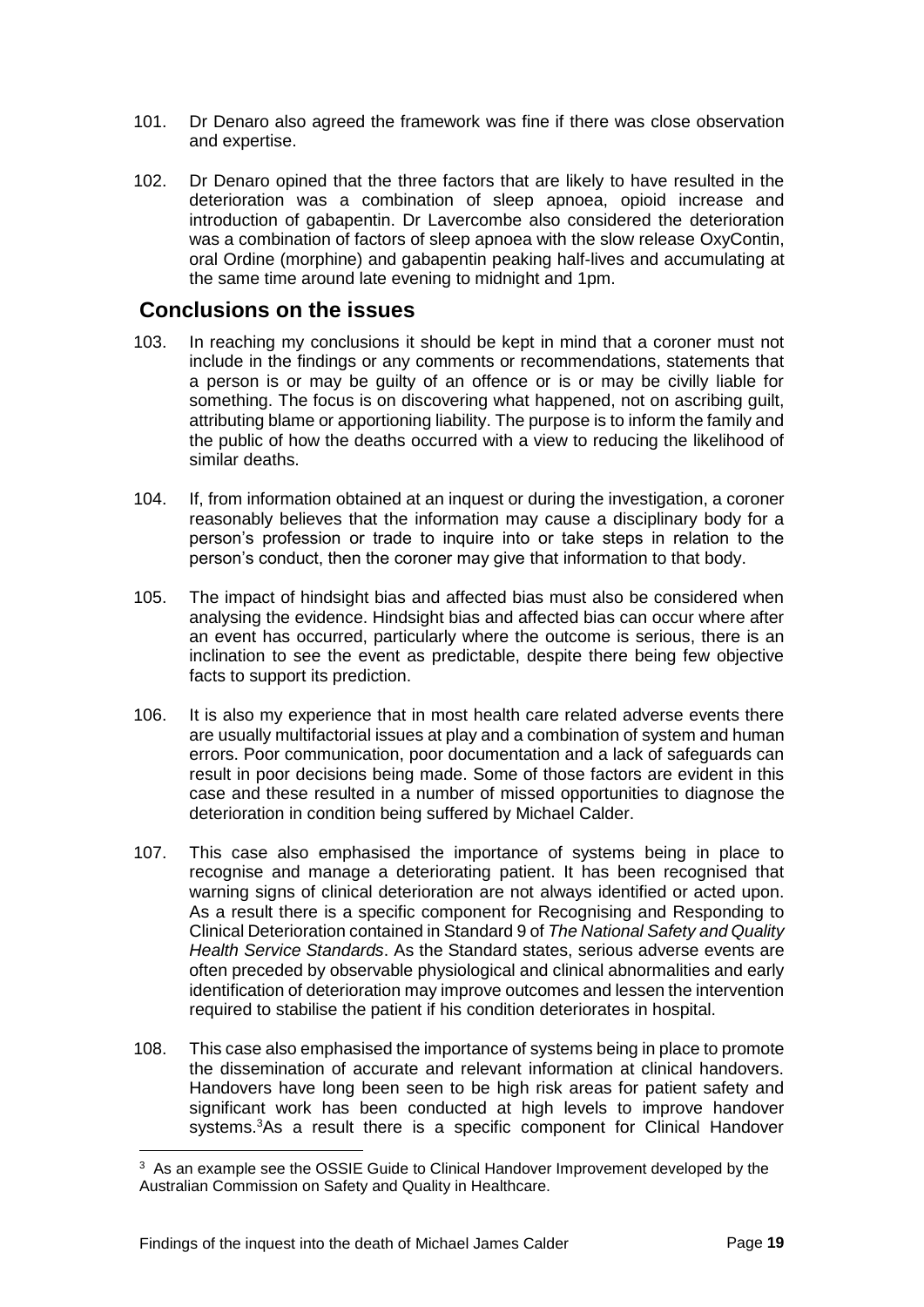101. Dr Denaro also agreed the framework was fine if there was close observation and expertise.

102. Dr Denaro opined that the three factors that are likely to have resulted in the deterioration was a combination of sleep apnoea, opioid increase and introduction of gabapentin. Dr Lavercombe also considered the deterioration was a combination of factors of sleep apnoea with the slow release OxyContin, oral Ordine (morphine) and gabapentin peaking half-lives and accumulating at the same time around late evening to midnight and 1pm.

## Conclusions on the issues

103. In reaching my conclusions it should be kept in mind that a coroner must not include in the findings or any comments or recommendations, statements that a person is or may be guilty of an offence or is or may be civilly liable for something. The focus is on discovering what happened, not on ascribing guilt, attributing blame or apportioning liability. The purpose is to inform the family and the public of how the deaths occurred with a view to reducing the likelihood of similar deaths.

104. If, from information obtained at an inquest or during the investigation, a coroner reasonably believes that the information may cause a disciplinary body for a person's profession or trade to inquire into or take steps in relation to the person's conduct, then the coroner may give that information to that body.

105. The impact of hindsight bias and affected bias must also be considered when analysing the evidence. Hindsight bias and affected bias can occur where after an event has occurred, particularly where the outcome is serious, there is an inclination to see the event as predictable, despite there being few objective facts to support its prediction.

106. It is also my experience that in most health care related adverse events there are usually multifactorial issues at play and a combination of system and human errors. Poor communication, poor documentation and a lack of safeguards can result in poor decisions being made. Some of those factors are evident in this case and these resulted in a number of missed opportunities to diagnose the deterioration in condition being suffered by Michael Calder.

107. This case also emphasised the importance of systems being in place to recognise and manage a deteriorating patient. It has been recognised that warning signs of clinical deterioration are not always identified or acted upon. As a result there is a specific component for Recognising and Responding to Clinical Deterioration contained in Standard 9 of *The National Safety and Quality Health Service Standards*. As the Standard states, serious adverse events are often preceded by observable physiological and clinical abnormalities and early identification of deterioration may improve outcomes and lessen the intervention required to stabilise the patient if his condition deteriorates in hospital.

108. This case also emphasised the importance of systems being in place to promote the dissemination of accurate and relevant information at clinical handovers. Handovers have long been seen to be high risk areas for patient safety and significant work has been conducted at high levels to improve handover systems.[3] As a result there is a specific component for Clinical Handover

[3] As an example see the OSSIE Guide to Clinical Handover Improvement developed by the Australian Commission on Safety and Quality in Healthcare.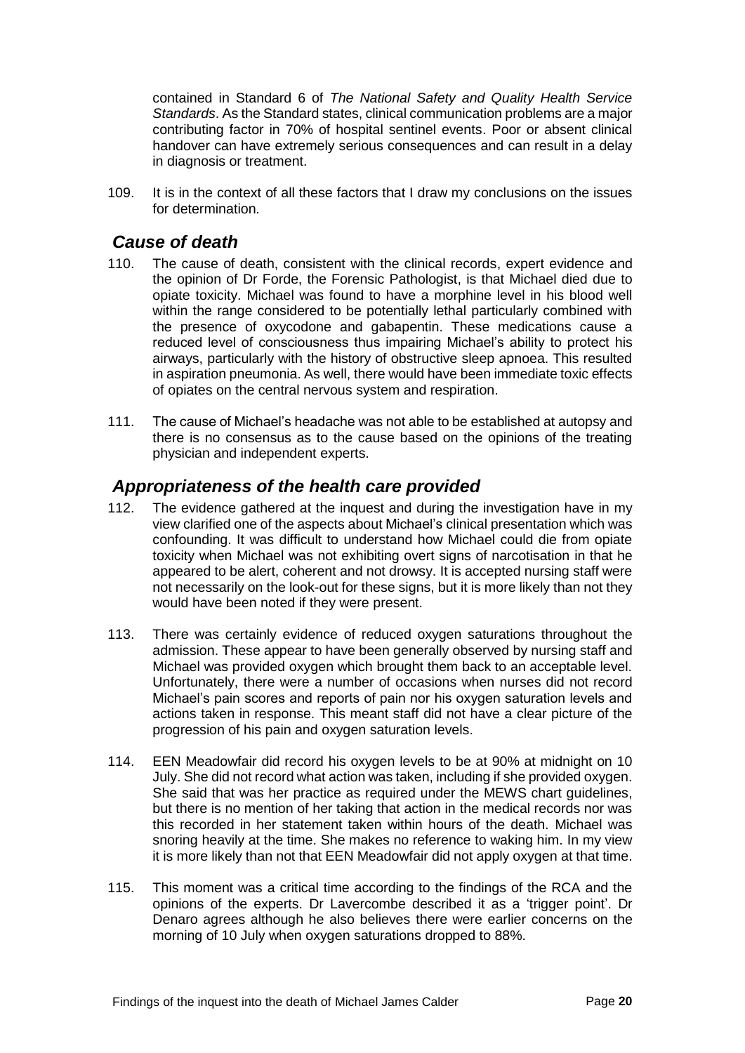contained in Standard 6 of *The National Safety and Quality Health Service Standards*. As the Standard states, clinical communication problems are a major contributing factor in 70% of hospital sentinel events. Poor or absent clinical handover can have extremely serious consequences and can result in a delay in diagnosis or treatment.

109. It is in the context of all these factors that I draw my conclusions on the issues for determination.

## *Cause of death*

110. The cause of death, consistent with the clinical records, expert evidence and the opinion of Dr Forde, the Forensic Pathologist, is that Michael died due to opiate toxicity. Michael was found to have a morphine level in his blood well within the range considered to be potentially lethal particularly combined with the presence of oxycodone and gabapentin. These medications cause a reduced level of consciousness thus impairing Michael's ability to protect his airways, particularly with the history of obstructive sleep apnoea. This resulted in aspiration pneumonia. As well, there would have been immediate toxic effects of opiates on the central nervous system and respiration.

111. The cause of Michael's headache was not able to be established at autopsy and there is no consensus as to the cause based on the opinions of the treating physician and independent experts.

## *Appropriateness of the health care provided*

112. The evidence gathered at the inquest and during the investigation have in my view clarified one of the aspects about Michael's clinical presentation which was confounding. It was difficult to understand how Michael could die from opiate toxicity when Michael was not exhibiting overt signs of narcotisation in that he appeared to be alert, coherent and not drowsy. It is accepted nursing staff were not necessarily on the look-out for these signs, but it is more likely than not they would have been noted if they were present.

113. There was certainly evidence of reduced oxygen saturations throughout the admission. These appear to have been generally observed by nursing staff and Michael was provided oxygen which brought them back to an acceptable level. Unfortunately, there were a number of occasions when nurses did not record Michael's pain scores and reports of pain nor his oxygen saturation levels and actions taken in response. This meant staff did not have a clear picture of the progression of his pain and oxygen saturation levels.

114. EEN Meadowfair did record his oxygen levels to be at 90% at midnight on 10 July. She did not record what action was taken, including if she provided oxygen. She said that was her practice as required under the MEWS chart guidelines, but there is no mention of her taking that action in the medical records nor was this recorded in her statement taken within hours of the death. Michael was snoring heavily at the time. She makes no reference to waking him. In my view it is more likely than not that EEN Meadowfair did not apply oxygen at that time.

115. This moment was a critical time according to the findings of the RCA and the opinions of the experts. Dr Lavercombe described it as a 'trigger point'. Dr Denaro agrees although he also believes there were earlier concerns on the morning of 10 July when oxygen saturations dropped to 88%.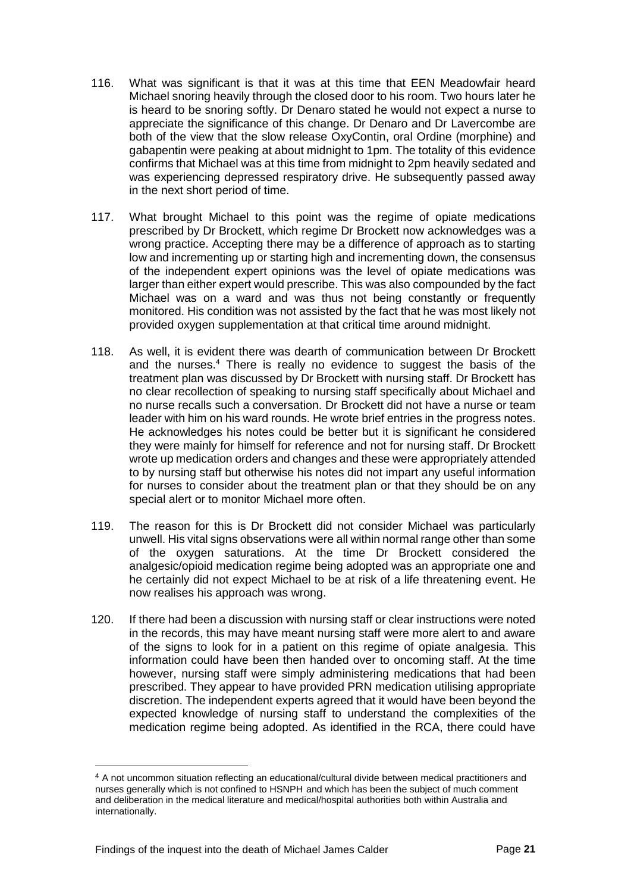116. What was significant is that it was at this time that EEN Meadowfair heard Michael snoring heavily through the closed door to his room. Two hours later he is heard to be snoring softly. Dr Denaro stated he would not expect a nurse to appreciate the significance of this change. Dr Denaro and Dr Lavercombe are both of the view that the slow release OxyContin, oral Ordine (morphine) and gabapentin were peaking at about midnight to 1pm. The totality of this evidence confirms that Michael was at this time from midnight to 2pm heavily sedated and was experiencing depressed respiratory drive. He subsequently passed away in the next short period of time.

117. What brought Michael to this point was the regime of opiate medications prescribed by Dr Brockett, which regime Dr Brockett now acknowledges was a wrong practice. Accepting there may be a difference of approach as to starting low and incrementing up or starting high and incrementing down, the consensus of the independent expert opinions was the level of opiate medications was larger than either expert would prescribe. This was also compounded by the fact Michael was on a ward and was thus not being constantly or frequently monitored. His condition was not assisted by the fact that he was most likely not provided oxygen supplementation at that critical time around midnight.

118. As well, it is evident there was dearth of communication between Dr Brockett and the nurses.[4] There is really no evidence to suggest the basis of the treatment plan was discussed by Dr Brockett with nursing staff. Dr Brockett has no clear recollection of speaking to nursing staff specifically about Michael and no nurse recalls such a conversation. Dr Brockett did not have a nurse or team leader with him on his ward rounds. He wrote brief entries in the progress notes. He acknowledges his notes could be better but it is significant he considered they were mainly for himself for reference and not for nursing staff. Dr Brockett wrote up medication orders and changes and these were appropriately attended to by nursing staff but otherwise his notes did not impart any useful information for nurses to consider about the treatment plan or that they should be on any special alert or to monitor Michael more often.

119. The reason for this is Dr Brockett did not consider Michael was particularly unwell. His vital signs observations were all within normal range other than some of the oxygen saturations. At the time Dr Brockett considered the analgesic/opioid medication regime being adopted was an appropriate one and he certainly did not expect Michael to be at risk of a life threatening event. He now realises his approach was wrong.

120. If there had been a discussion with nursing staff or clear instructions were noted in the records, this may have meant nursing staff were more alert to and aware of the signs to look for in a patient on this regime of opiate analgesia. This information could have been then handed over to oncoming staff. At the time however, nursing staff were simply administering medications that had been prescribed. They appear to have provided PRN medication utilising appropriate discretion. The independent experts agreed that it would have been beyond the expected knowledge of nursing staff to understand the complexities of the medication regime being adopted. As identified in the RCA, there could have

---

[4] A not uncommon situation reflecting an educational/cultural divide between medical practitioners and nurses generally which is not confined to HSNPH and which has been the subject of much comment and deliberation in the medical literature and medical/hospital authorities both within Australia and internationally.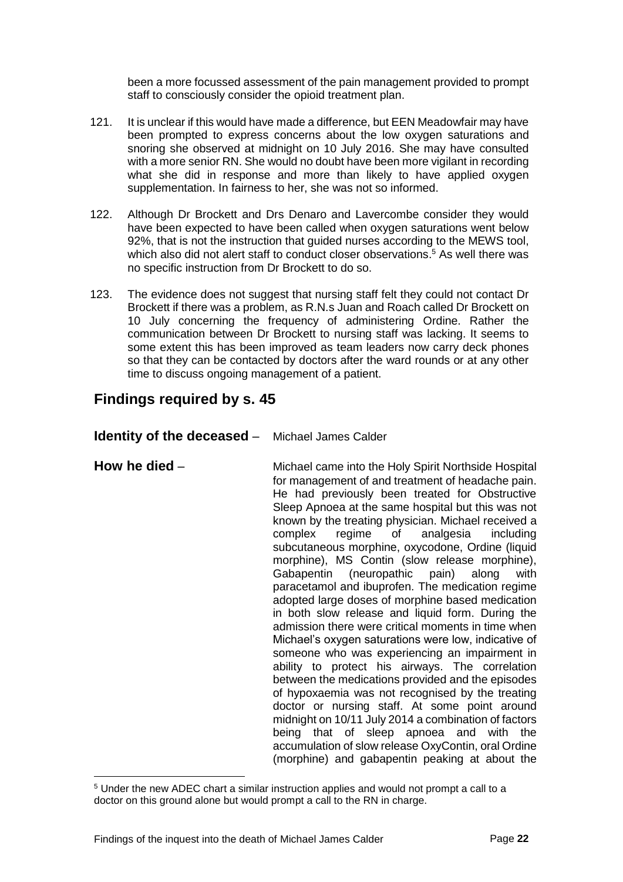been a more focussed assessment of the pain management provided to prompt staff to consciously consider the opioid treatment plan.

121. It is unclear if this would have made a difference, but EEN Meadowfair may have been prompted to express concerns about the low oxygen saturations and snoring she observed at midnight on 10 July 2016. She may have consulted with a more senior RN. She would no doubt have been more vigilant in recording what she did in response and more than likely to have applied oxygen supplementation. In fairness to her, she was not so informed.

122. Although Dr Brockett and Drs Denaro and Lavercombe consider they would have been expected to have been called when oxygen saturations went below 92%, that is not the instruction that guided nurses according to the MEWS tool, which also did not alert staff to conduct closer observations.[5] As well there was no specific instruction from Dr Brockett to do so.

123. The evidence does not suggest that nursing staff felt they could not contact Dr Brockett if there was a problem, as R.N.s Juan and Roach called Dr Brockett on 10 July concerning the frequency of administering Ordine. Rather the communication between Dr Brockett to nursing staff was lacking. It seems to some extent this has been improved as team leaders now carry deck phones so that they can be contacted by doctors after the ward rounds or at any other time to discuss ongoing management of a patient.

## Findings required by s. 45

**Identity of the deceased** – Michael James Calder

**How he died** – Michael came into the Holy Spirit Northside Hospital for management of and treatment of headache pain. He had previously been treated for Obstructive Sleep Apnoea at the same hospital but this was not known by the treating physician. Michael received a complex regime of analgesia including subcutaneous morphine, oxycodone, Ordine (liquid morphine), MS Contin (slow release morphine), Gabapentin (neuropathic pain) along with paracetamol and ibuprofen. The medication regime adopted large doses of morphine based medication in both slow release and liquid form. During the admission there were critical moments in time when Michael's oxygen saturations were low, indicative of someone who was experiencing an impairment in ability to protect his airways. The correlation between the medications provided and the episodes of hypoxaemia was not recognised by the treating doctor or nursing staff. At some point around midnight on 10/11 July 2014 a combination of factors being that of sleep apnoea and with the accumulation of slow release OxyContin, oral Ordine (morphine) and gabapentin peaking at about the

[5] Under the new ADEC chart a similar instruction applies and would not prompt a call to a doctor on this ground alone but would prompt a call to the RN in charge.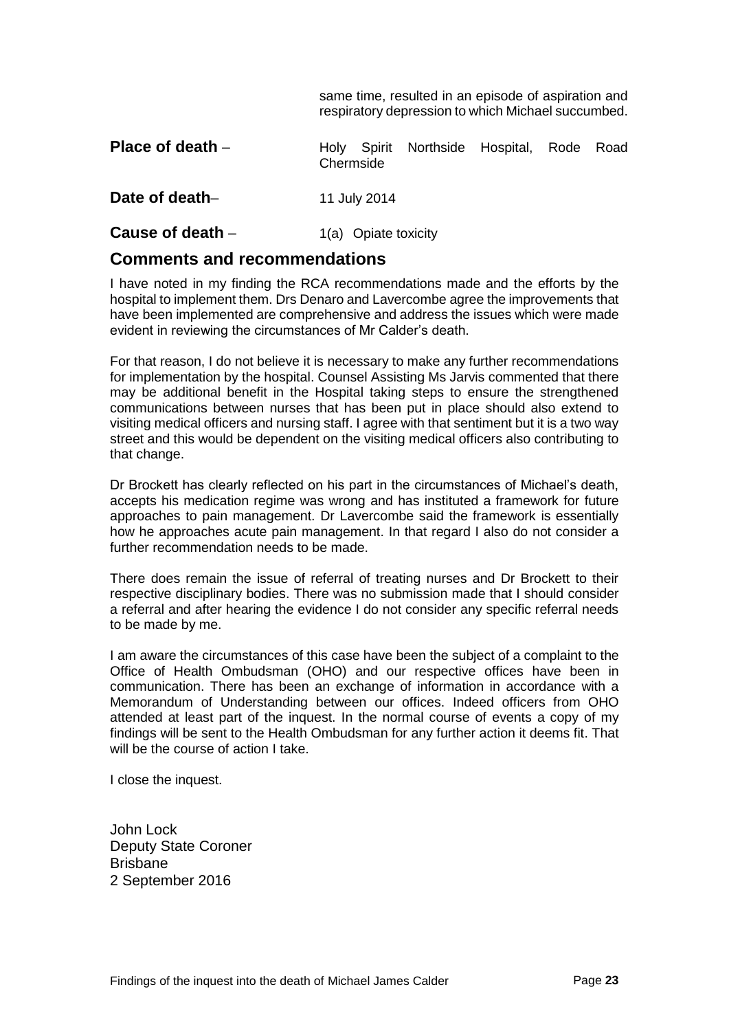same time, resulted in an episode of aspiration and respiratory depression to which Michael succumbed.

| | |
|---|---|
| **Place of death** – | Holy Spirit Northside Hospital, Rode Road Chermside |
| **Date of death**– | 11 July 2014 |
| **Cause of death** – | 1(a) Opiate toxicity |

## Comments and recommendations

I have noted in my finding the RCA recommendations made and the efforts by the hospital to implement them. Drs Denaro and Lavercombe agree the improvements that have been implemented are comprehensive and address the issues which were made evident in reviewing the circumstances of Mr Calder's death.

For that reason, I do not believe it is necessary to make any further recommendations for implementation by the hospital. Counsel Assisting Ms Jarvis commented that there may be additional benefit in the Hospital taking steps to ensure the strengthened communications between nurses that has been put in place should also extend to visiting medical officers and nursing staff. I agree with that sentiment but it is a two way street and this would be dependent on the visiting medical officers also contributing to that change.

Dr Brockett has clearly reflected on his part in the circumstances of Michael's death, accepts his medication regime was wrong and has instituted a framework for future approaches to pain management. Dr Lavercombe said the framework is essentially how he approaches acute pain management. In that regard I also do not consider a further recommendation needs to be made.

There does remain the issue of referral of treating nurses and Dr Brockett to their respective disciplinary bodies. There was no submission made that I should consider a referral and after hearing the evidence I do not consider any specific referral needs to be made by me.

I am aware the circumstances of this case have been the subject of a complaint to the Office of Health Ombudsman (OHO) and our respective offices have been in communication. There has been an exchange of information in accordance with a Memorandum of Understanding between our offices. Indeed officers from OHO attended at least part of the inquest. In the normal course of events a copy of my findings will be sent to the Health Ombudsman for any further action it deems fit. That will be the course of action I take.

I close the inquest.

John Lock
Deputy State Coroner
Brisbane
2 September 2016